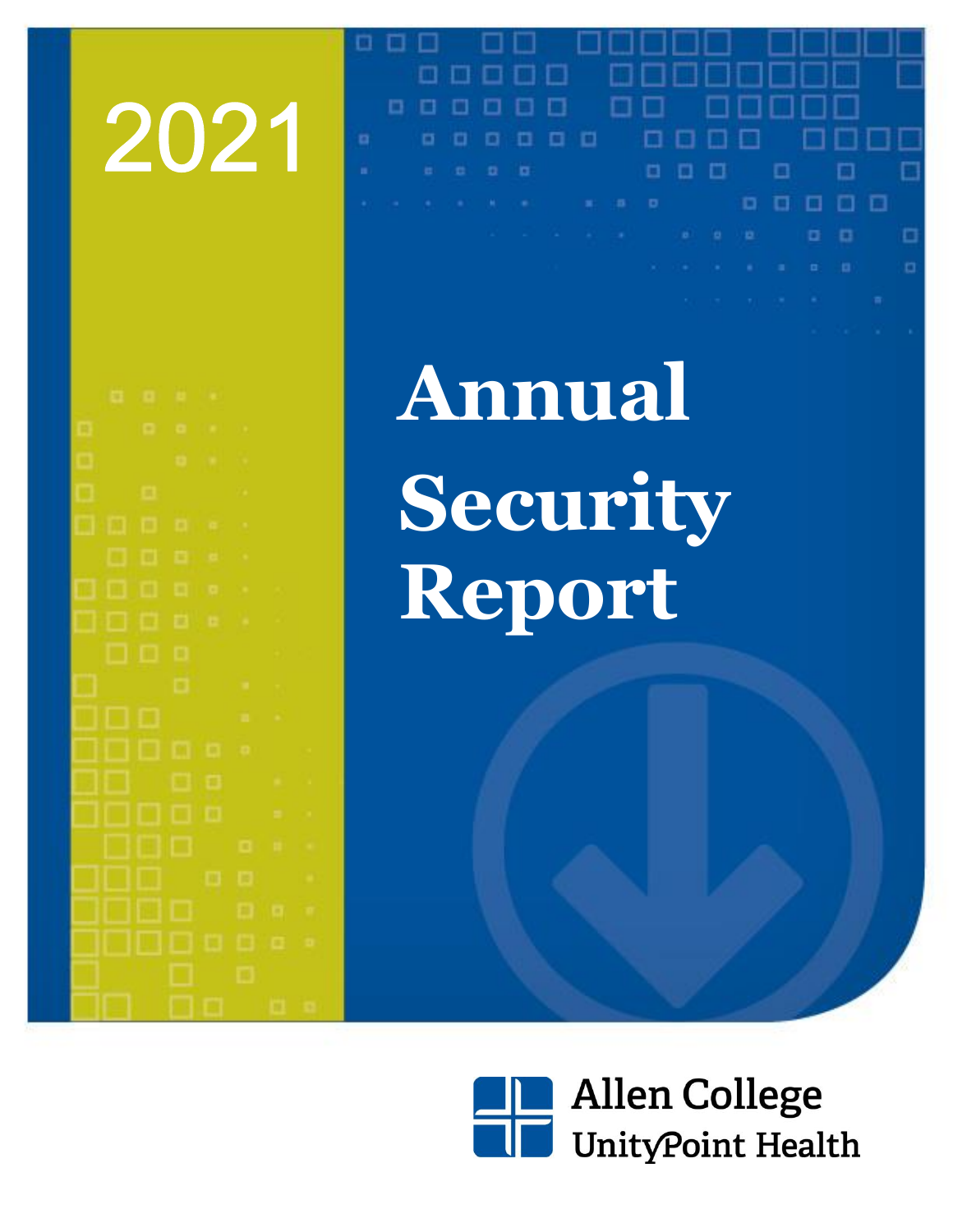2021

# Annual Security Report

Allen College
UnityPoint Health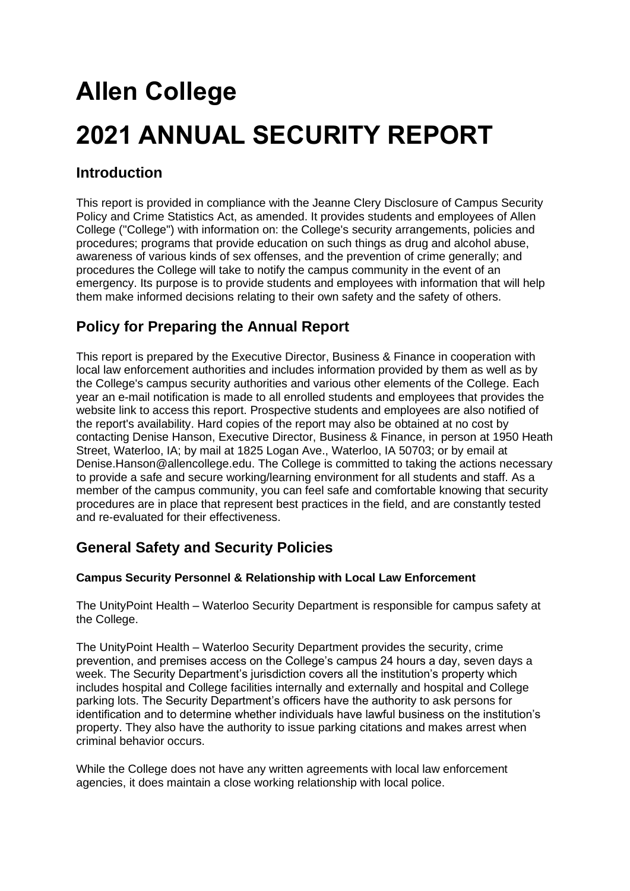# Allen College

# 2021 ANNUAL SECURITY REPORT

## Introduction

This report is provided in compliance with the Jeanne Clery Disclosure of Campus Security Policy and Crime Statistics Act, as amended. It provides students and employees of Allen College ("College") with information on: the College's security arrangements, policies and procedures; programs that provide education on such things as drug and alcohol abuse, awareness of various kinds of sex offenses, and the prevention of crime generally; and procedures the College will take to notify the campus community in the event of an emergency. Its purpose is to provide students and employees with information that will help them make informed decisions relating to their own safety and the safety of others.

## Policy for Preparing the Annual Report

This report is prepared by the Executive Director, Business & Finance in cooperation with local law enforcement authorities and includes information provided by them as well as by the College's campus security authorities and various other elements of the College. Each year an e-mail notification is made to all enrolled students and employees that provides the website link to access this report. Prospective students and employees are also notified of the report's availability. Hard copies of the report may also be obtained at no cost by contacting Denise Hanson, Executive Director, Business & Finance, in person at 1950 Heath Street, Waterloo, IA; by mail at 1825 Logan Ave., Waterloo, IA 50703; or by email at Denise.Hanson@allencollege.edu. The College is committed to taking the actions necessary to provide a safe and secure working/learning environment for all students and staff. As a member of the campus community, you can feel safe and comfortable knowing that security procedures are in place that represent best practices in the field, and are constantly tested and re-evaluated for their effectiveness.

## General Safety and Security Policies

**Campus Security Personnel & Relationship with Local Law Enforcement**

The UnityPoint Health – Waterloo Security Department is responsible for campus safety at the College.

The UnityPoint Health – Waterloo Security Department provides the security, crime prevention, and premises access on the College's campus 24 hours a day, seven days a week. The Security Department's jurisdiction covers all the institution's property which includes hospital and College facilities internally and externally and hospital and College parking lots. The Security Department's officers have the authority to ask persons for identification and to determine whether individuals have lawful business on the institution's property. They also have the authority to issue parking citations and makes arrest when criminal behavior occurs.

While the College does not have any written agreements with local law enforcement agencies, it does maintain a close working relationship with local police.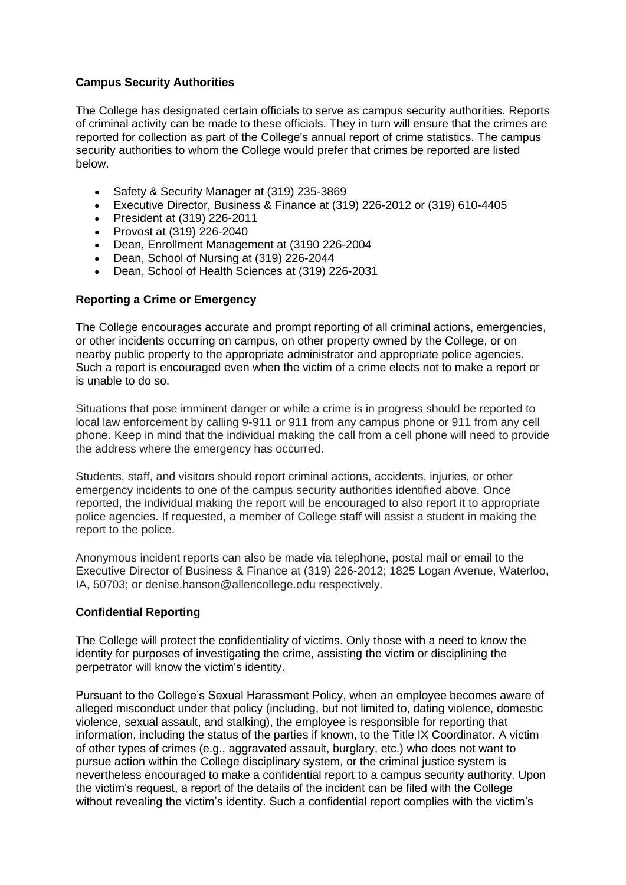**Campus Security Authorities**

The College has designated certain officials to serve as campus security authorities. Reports of criminal activity can be made to these officials. They in turn will ensure that the crimes are reported for collection as part of the College's annual report of crime statistics. The campus security authorities to whom the College would prefer that crimes be reported are listed below.

- Safety & Security Manager at (319) 235-3869
- Executive Director, Business & Finance at (319) 226-2012 or (319) 610-4405
- President at (319) 226-2011
- Provost at (319) 226-2040
- Dean, Enrollment Management at (3190 226-2004
- Dean, School of Nursing at (319) 226-2044
- Dean, School of Health Sciences at (319) 226-2031

**Reporting a Crime or Emergency**

The College encourages accurate and prompt reporting of all criminal actions, emergencies, or other incidents occurring on campus, on other property owned by the College, or on nearby public property to the appropriate administrator and appropriate police agencies. Such a report is encouraged even when the victim of a crime elects not to make a report or is unable to do so.

Situations that pose imminent danger or while a crime is in progress should be reported to local law enforcement by calling 9-911 or 911 from any campus phone or 911 from any cell phone. Keep in mind that the individual making the call from a cell phone will need to provide the address where the emergency has occurred.

Students, staff, and visitors should report criminal actions, accidents, injuries, or other emergency incidents to one of the campus security authorities identified above. Once reported, the individual making the report will be encouraged to also report it to appropriate police agencies. If requested, a member of College staff will assist a student in making the report to the police.

Anonymous incident reports can also be made via telephone, postal mail or email to the Executive Director of Business & Finance at (319) 226-2012; 1825 Logan Avenue, Waterloo, IA, 50703; or denise.hanson@allencollege.edu respectively.

**Confidential Reporting**

The College will protect the confidentiality of victims. Only those with a need to know the identity for purposes of investigating the crime, assisting the victim or disciplining the perpetrator will know the victim's identity.

Pursuant to the College's Sexual Harassment Policy, when an employee becomes aware of alleged misconduct under that policy (including, but not limited to, dating violence, domestic violence, sexual assault, and stalking), the employee is responsible for reporting that information, including the status of the parties if known, to the Title IX Coordinator. A victim of other types of crimes (e.g., aggravated assault, burglary, etc.) who does not want to pursue action within the College disciplinary system, or the criminal justice system is nevertheless encouraged to make a confidential report to a campus security authority. Upon the victim's request, a report of the details of the incident can be filed with the College without revealing the victim's identity. Such a confidential report complies with the victim's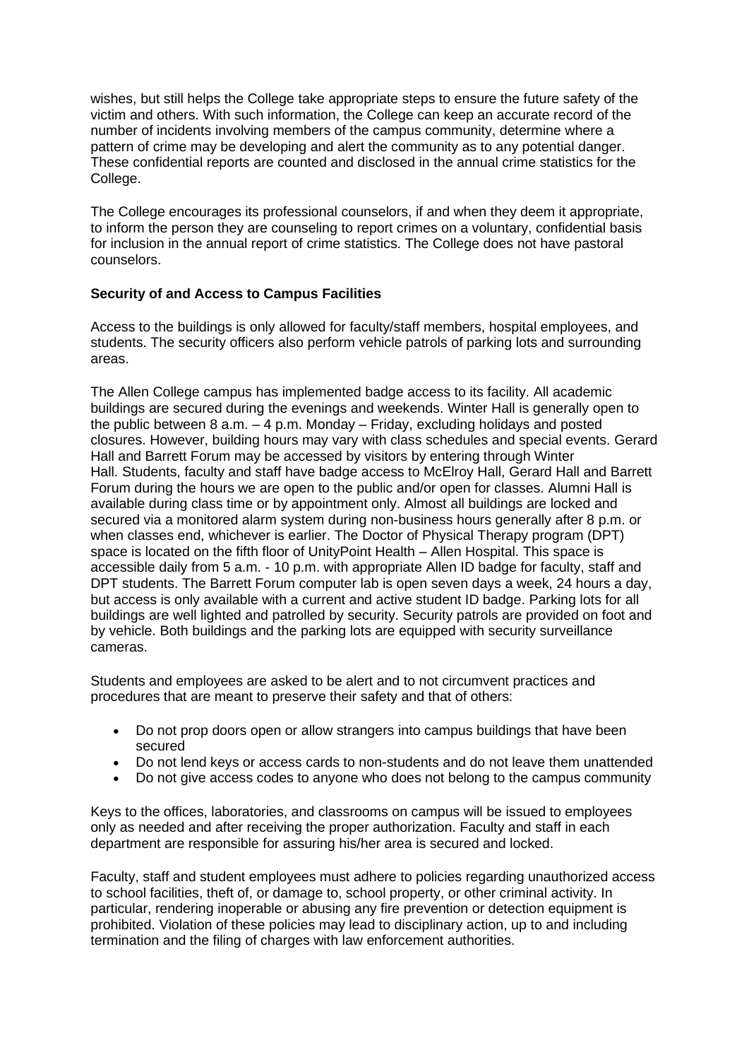wishes, but still helps the College take appropriate steps to ensure the future safety of the victim and others. With such information, the College can keep an accurate record of the number of incidents involving members of the campus community, determine where a pattern of crime may be developing and alert the community as to any potential danger. These confidential reports are counted and disclosed in the annual crime statistics for the College.

The College encourages its professional counselors, if and when they deem it appropriate, to inform the person they are counseling to report crimes on a voluntary, confidential basis for inclusion in the annual report of crime statistics. The College does not have pastoral counselors.

**Security of and Access to Campus Facilities**

Access to the buildings is only allowed for faculty/staff members, hospital employees, and students. The security officers also perform vehicle patrols of parking lots and surrounding areas.

The Allen College campus has implemented badge access to its facility. All academic buildings are secured during the evenings and weekends. Winter Hall is generally open to the public between 8 a.m. – 4 p.m. Monday – Friday, excluding holidays and posted closures. However, building hours may vary with class schedules and special events. Gerard Hall and Barrett Forum may be accessed by visitors by entering through Winter Hall. Students, faculty and staff have badge access to McElroy Hall, Gerard Hall and Barrett Forum during the hours we are open to the public and/or open for classes. Alumni Hall is available during class time or by appointment only. Almost all buildings are locked and secured via a monitored alarm system during non-business hours generally after 8 p.m. or when classes end, whichever is earlier. The Doctor of Physical Therapy program (DPT) space is located on the fifth floor of UnityPoint Health – Allen Hospital. This space is accessible daily from 5 a.m. - 10 p.m. with appropriate Allen ID badge for faculty, staff and DPT students. The Barrett Forum computer lab is open seven days a week, 24 hours a day, but access is only available with a current and active student ID badge. Parking lots for all buildings are well lighted and patrolled by security. Security patrols are provided on foot and by vehicle. Both buildings and the parking lots are equipped with security surveillance cameras.

Students and employees are asked to be alert and to not circumvent practices and procedures that are meant to preserve their safety and that of others:

- Do not prop doors open or allow strangers into campus buildings that have been secured
- Do not lend keys or access cards to non-students and do not leave them unattended
- Do not give access codes to anyone who does not belong to the campus community

Keys to the offices, laboratories, and classrooms on campus will be issued to employees only as needed and after receiving the proper authorization. Faculty and staff in each department are responsible for assuring his/her area is secured and locked.

Faculty, staff and student employees must adhere to policies regarding unauthorized access to school facilities, theft of, or damage to, school property, or other criminal activity. In particular, rendering inoperable or abusing any fire prevention or detection equipment is prohibited. Violation of these policies may lead to disciplinary action, up to and including termination and the filing of charges with law enforcement authorities.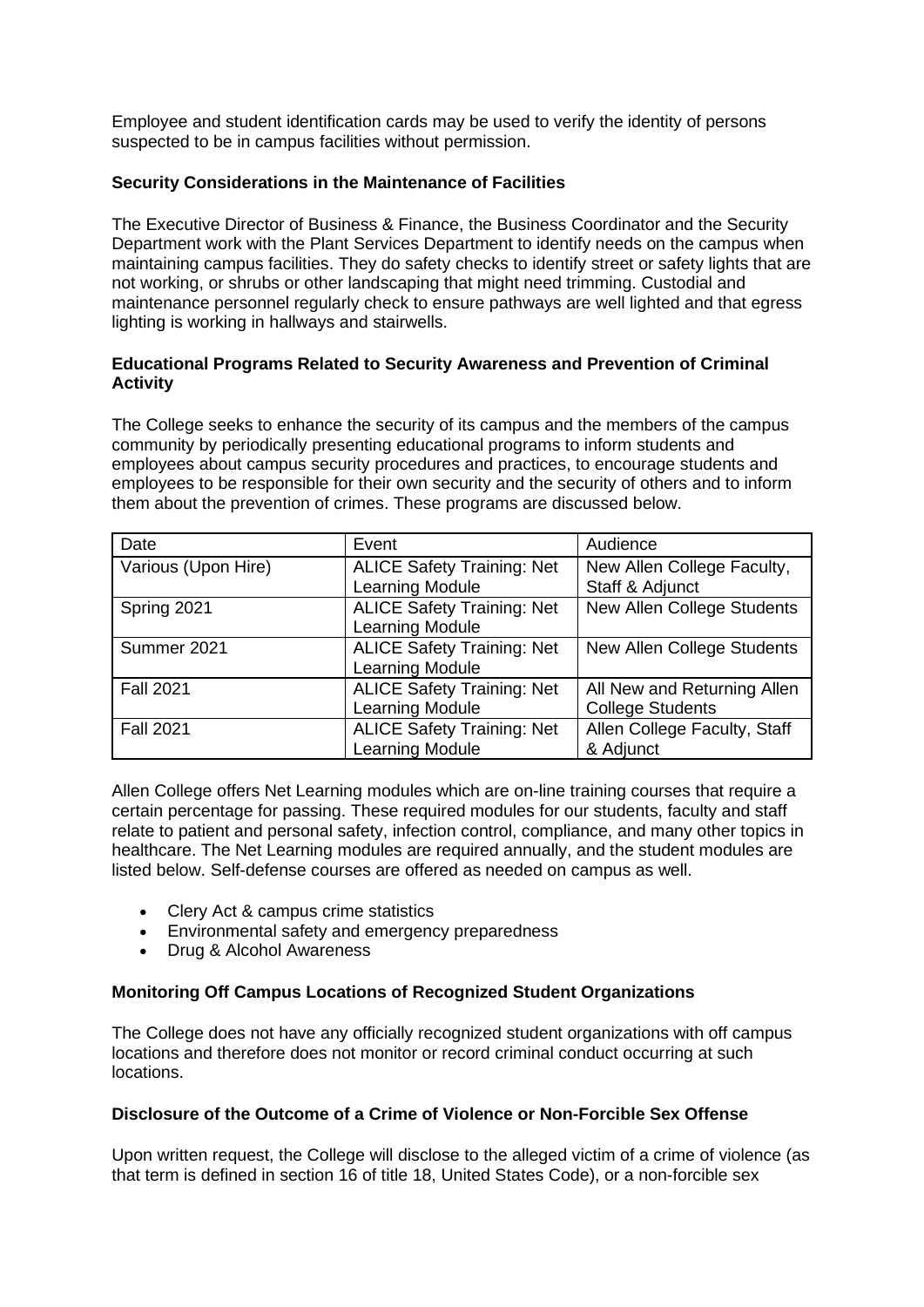Employee and student identification cards may be used to verify the identity of persons suspected to be in campus facilities without permission.

**Security Considerations in the Maintenance of Facilities**

The Executive Director of Business & Finance, the Business Coordinator and the Security Department work with the Plant Services Department to identify needs on the campus when maintaining campus facilities. They do safety checks to identify street or safety lights that are not working, or shrubs or other landscaping that might need trimming. Custodial and maintenance personnel regularly check to ensure pathways are well lighted and that egress lighting is working in hallways and stairwells.

**Educational Programs Related to Security Awareness and Prevention of Criminal Activity**

The College seeks to enhance the security of its campus and the members of the campus community by periodically presenting educational programs to inform students and employees about campus security procedures and practices, to encourage students and employees to be responsible for their own security and the security of others and to inform them about the prevention of crimes. These programs are discussed below.

| Date | Event | Audience |
| --- | --- | --- |
| Various (Upon Hire) | ALICE Safety Training: Net Learning Module | New Allen College Faculty, Staff & Adjunct |
| Spring 2021 | ALICE Safety Training: Net Learning Module | New Allen College Students |
| Summer 2021 | ALICE Safety Training: Net Learning Module | New Allen College Students |
| Fall 2021 | ALICE Safety Training: Net Learning Module | All New and Returning Allen College Students |
| Fall 2021 | ALICE Safety Training: Net Learning Module | Allen College Faculty, Staff & Adjunct |

Allen College offers Net Learning modules which are on-line training courses that require a certain percentage for passing. These required modules for our students, faculty and staff relate to patient and personal safety, infection control, compliance, and many other topics in healthcare. The Net Learning modules are required annually, and the student modules are listed below. Self-defense courses are offered as needed on campus as well.

- Clery Act & campus crime statistics
- Environmental safety and emergency preparedness
- Drug & Alcohol Awareness

**Monitoring Off Campus Locations of Recognized Student Organizations**

The College does not have any officially recognized student organizations with off campus locations and therefore does not monitor or record criminal conduct occurring at such locations.

**Disclosure of the Outcome of a Crime of Violence or Non-Forcible Sex Offense**

Upon written request, the College will disclose to the alleged victim of a crime of violence (as that term is defined in section 16 of title 18, United States Code), or a non-forcible sex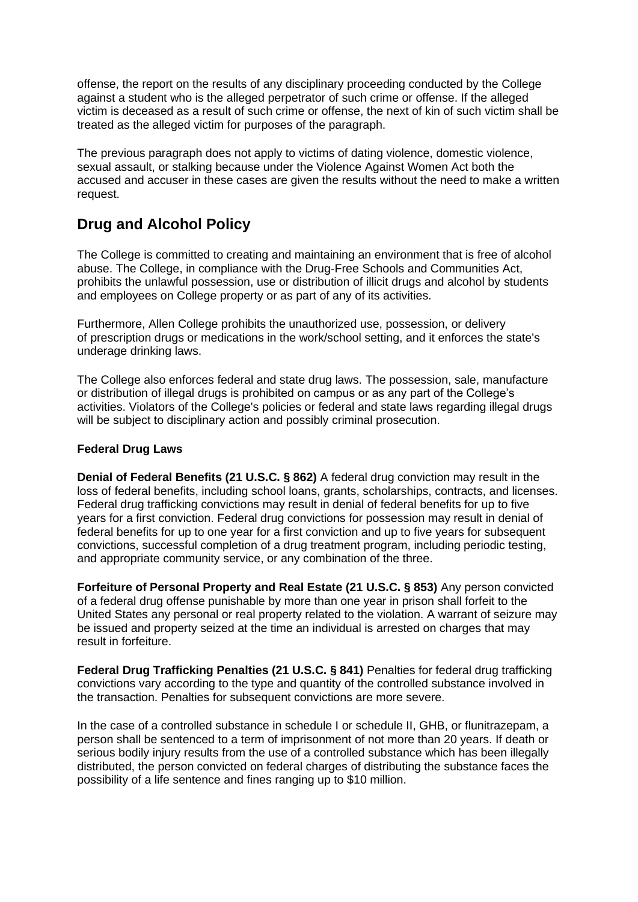offense, the report on the results of any disciplinary proceeding conducted by the College against a student who is the alleged perpetrator of such crime or offense. If the alleged victim is deceased as a result of such crime or offense, the next of kin of such victim shall be treated as the alleged victim for purposes of the paragraph.

The previous paragraph does not apply to victims of dating violence, domestic violence, sexual assault, or stalking because under the Violence Against Women Act both the accused and accuser in these cases are given the results without the need to make a written request.

## Drug and Alcohol Policy

The College is committed to creating and maintaining an environment that is free of alcohol abuse. The College, in compliance with the Drug-Free Schools and Communities Act, prohibits the unlawful possession, use or distribution of illicit drugs and alcohol by students and employees on College property or as part of any of its activities.

Furthermore, Allen College prohibits the unauthorized use, possession, or delivery of prescription drugs or medications in the work/school setting, and it enforces the state's underage drinking laws.

The College also enforces federal and state drug laws. The possession, sale, manufacture or distribution of illegal drugs is prohibited on campus or as any part of the College's activities. Violators of the College's policies or federal and state laws regarding illegal drugs will be subject to disciplinary action and possibly criminal prosecution.

### Federal Drug Laws

**Denial of Federal Benefits (21 U.S.C. § 862)** A federal drug conviction may result in the loss of federal benefits, including school loans, grants, scholarships, contracts, and licenses. Federal drug trafficking convictions may result in denial of federal benefits for up to five years for a first conviction. Federal drug convictions for possession may result in denial of federal benefits for up to one year for a first conviction and up to five years for subsequent convictions, successful completion of a drug treatment program, including periodic testing, and appropriate community service, or any combination of the three.

**Forfeiture of Personal Property and Real Estate (21 U.S.C. § 853)** Any person convicted of a federal drug offense punishable by more than one year in prison shall forfeit to the United States any personal or real property related to the violation. A warrant of seizure may be issued and property seized at the time an individual is arrested on charges that may result in forfeiture.

**Federal Drug Trafficking Penalties (21 U.S.C. § 841)** Penalties for federal drug trafficking convictions vary according to the type and quantity of the controlled substance involved in the transaction. Penalties for subsequent convictions are more severe.

In the case of a controlled substance in schedule I or schedule II, GHB, or flunitrazepam, a person shall be sentenced to a term of imprisonment of not more than 20 years. If death or serious bodily injury results from the use of a controlled substance which has been illegally distributed, the person convicted on federal charges of distributing the substance faces the possibility of a life sentence and fines ranging up to $10 million.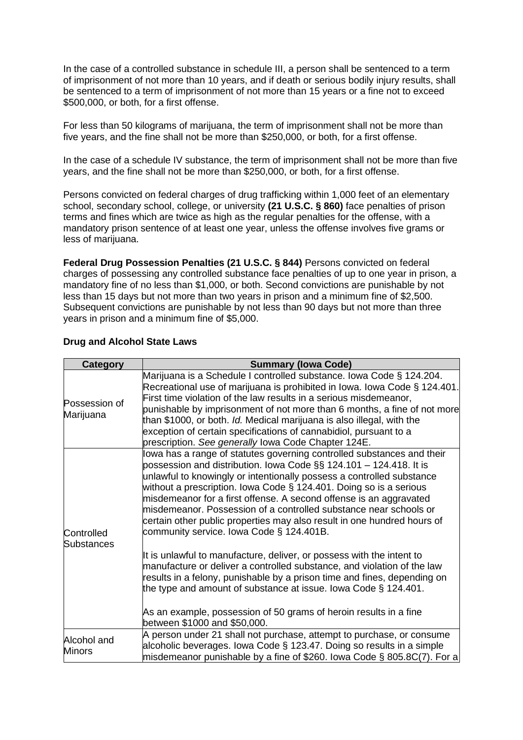In the case of a controlled substance in schedule III, a person shall be sentenced to a term of imprisonment of not more than 10 years, and if death or serious bodily injury results, shall be sentenced to a term of imprisonment of not more than 15 years or a fine not to exceed $500,000, or both, for a first offense.

For less than 50 kilograms of marijuana, the term of imprisonment shall not be more than five years, and the fine shall not be more than $250,000, or both, for a first offense.

In the case of a schedule IV substance, the term of imprisonment shall not be more than five years, and the fine shall not be more than $250,000, or both, for a first offense.

Persons convicted on federal charges of drug trafficking within 1,000 feet of an elementary school, secondary school, college, or university **(21 U.S.C. § 860)** face penalties of prison terms and fines which are twice as high as the regular penalties for the offense, with a mandatory prison sentence of at least one year, unless the offense involves five grams or less of marijuana.

**Federal Drug Possession Penalties (21 U.S.C. § 844)** Persons convicted on federal charges of possessing any controlled substance face penalties of up to one year in prison, a mandatory fine of no less than $1,000, or both. Second convictions are punishable by not less than 15 days but not more than two years in prison and a minimum fine of $2,500. Subsequent convictions are punishable by not less than 90 days but not more than three years in prison and a minimum fine of $5,000.

**Drug and Alcohol State Laws**

| Category | Summary (Iowa Code) |
|---|---|
| Possession of Marijuana | Marijuana is a Schedule I controlled substance. Iowa Code § 124.204. Recreational use of marijuana is prohibited in Iowa. Iowa Code § 124.401. First time violation of the law results in a serious misdemeanor, punishable by imprisonment of not more than 6 months, a fine of not more than $1000, or both. *Id.* Medical marijuana is also illegal, with the exception of certain specifications of cannabidiol, pursuant to a prescription. *See generally* Iowa Code Chapter 124E. |
| Controlled Substances | Iowa has a range of statutes governing controlled substances and their possession and distribution. Iowa Code §§ 124.101 – 124.418. It is unlawful to knowingly or intentionally possess a controlled substance without a prescription. Iowa Code § 124.401. Doing so is a serious misdemeanor for a first offense. A second offense is an aggravated misdemeanor. Possession of a controlled substance near schools or certain other public properties may also result in one hundred hours of community service. Iowa Code § 124.401B.<br><br>It is unlawful to manufacture, deliver, or possess with the intent to manufacture or deliver a controlled substance, and violation of the law results in a felony, punishable by a prison time and fines, depending on the type and amount of substance at issue. Iowa Code § 124.401.<br><br>As an example, possession of 50 grams of heroin results in a fine between $1000 and $50,000. |
| Alcohol and Minors | A person under 21 shall not purchase, attempt to purchase, or consume alcoholic beverages. Iowa Code § 123.47. Doing so results in a simple misdemeanor punishable by a fine of $260. Iowa Code § 805.8C(7). For a |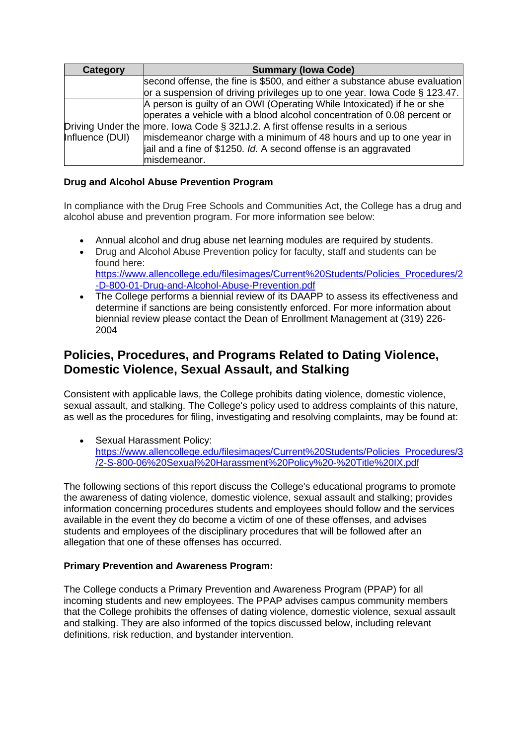| Category | Summary (Iowa Code) |
| --- | --- |
| | second offense, the fine is $500, and either a substance abuse evaluation or a suspension of driving privileges up to one year. Iowa Code § 123.47. |
| Driving Under the Influence (DUI) | A person is guilty of an OWI (Operating While Intoxicated) if he or she operates a vehicle with a blood alcohol concentration of 0.08 percent or more. Iowa Code § 321J.2. A first offense results in a serious misdemeanor charge with a minimum of 48 hours and up to one year in jail and a fine of $1250. *Id.* A second offense is an aggravated misdemeanor. |

**Drug and Alcohol Abuse Prevention Program**

In compliance with the Drug Free Schools and Communities Act, the College has a drug and alcohol abuse and prevention program. For more information see below:

- Annual alcohol and drug abuse net learning modules are required by students.
- Drug and Alcohol Abuse Prevention policy for faculty, staff and students can be found here: https://www.allencollege.edu/filesimages/Current%20Students/Policies_Procedures/2-D-800-01-Drug-and-Alcohol-Abuse-Prevention.pdf
- The College performs a biennial review of its DAAPP to assess its effectiveness and determine if sanctions are being consistently enforced. For more information about biennial review please contact the Dean of Enrollment Management at (319) 226-2004

## Policies, Procedures, and Programs Related to Dating Violence, Domestic Violence, Sexual Assault, and Stalking

Consistent with applicable laws, the College prohibits dating violence, domestic violence, sexual assault, and stalking. The College's policy used to address complaints of this nature, as well as the procedures for filing, investigating and resolving complaints, may be found at:

- Sexual Harassment Policy: https://www.allencollege.edu/filesimages/Current%20Students/Policies_Procedures/3/2-S-800-06%20Sexual%20Harassment%20Policy%20-%20Title%20IX.pdf

The following sections of this report discuss the College's educational programs to promote the awareness of dating violence, domestic violence, sexual assault and stalking; provides information concerning procedures students and employees should follow and the services available in the event they do become a victim of one of these offenses, and advises students and employees of the disciplinary procedures that will be followed after an allegation that one of these offenses has occurred.

**Primary Prevention and Awareness Program:**

The College conducts a Primary Prevention and Awareness Program (PPAP) for all incoming students and new employees. The PPAP advises campus community members that the College prohibits the offenses of dating violence, domestic violence, sexual assault and stalking. They are also informed of the topics discussed below, including relevant definitions, risk reduction, and bystander intervention.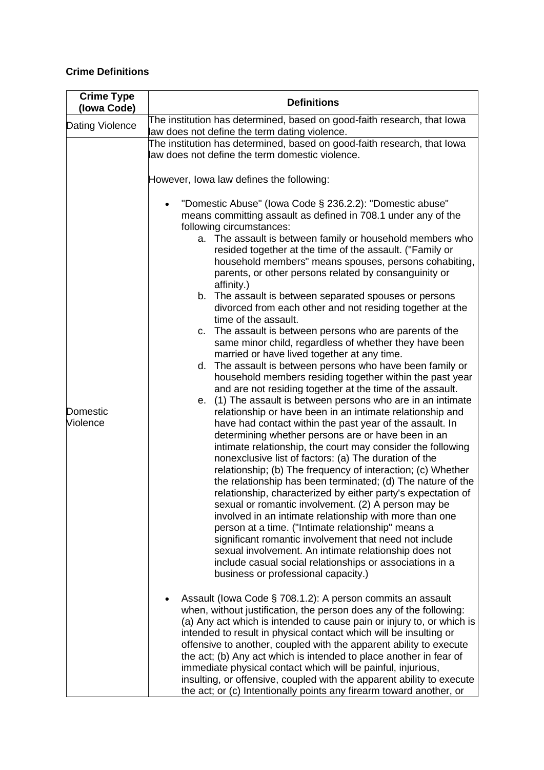**Crime Definitions**

| Crime Type (Iowa Code) | Definitions |
|---|---|
| Dating Violence | The institution has determined, based on good-faith research, that Iowa law does not define the term dating violence. |
| Domestic Violence | The institution has determined, based on good-faith research, that Iowa law does not define the term domestic violence.<br><br>However, Iowa law defines the following:<br><br>• "Domestic Abuse" (Iowa Code § 236.2.2): "Domestic abuse" means committing assault as defined in 708.1 under any of the following circumstances:<br>a. The assault is between family or household members who resided together at the time of the assault. ("Family or household members" means spouses, persons cohabiting, parents, or other persons related by consanguinity or affinity.)<br>b. The assault is between separated spouses or persons divorced from each other and not residing together at the time of the assault.<br>c. The assault is between persons who are parents of the same minor child, regardless of whether they have been married or have lived together at any time.<br>d. The assault is between persons who have been family or household members residing together within the past year and are not residing together at the time of the assault.<br>e. (1) The assault is between persons who are in an intimate relationship or have been in an intimate relationship and have had contact within the past year of the assault. In determining whether persons are or have been in an intimate relationship, the court may consider the following nonexclusive list of factors: (a) The duration of the relationship; (b) The frequency of interaction; (c) Whether the relationship has been terminated; (d) The nature of the relationship, characterized by either party's expectation of sexual or romantic involvement. (2) A person may be involved in an intimate relationship with more than one person at a time. ("Intimate relationship" means a significant romantic involvement that need not include sexual involvement. An intimate relationship does not include casual social relationships or associations in a business or professional capacity.)<br><br>• Assault (Iowa Code § 708.1.2): A person commits an assault when, without justification, the person does any of the following: (a) Any act which is intended to cause pain or injury to, or which is intended to result in physical contact which will be insulting or offensive to another, coupled with the apparent ability to execute the act; (b) Any act which is intended to place another in fear of immediate physical contact which will be painful, injurious, insulting, or offensive, coupled with the apparent ability to execute the act; or (c) Intentionally points any firearm toward another, or |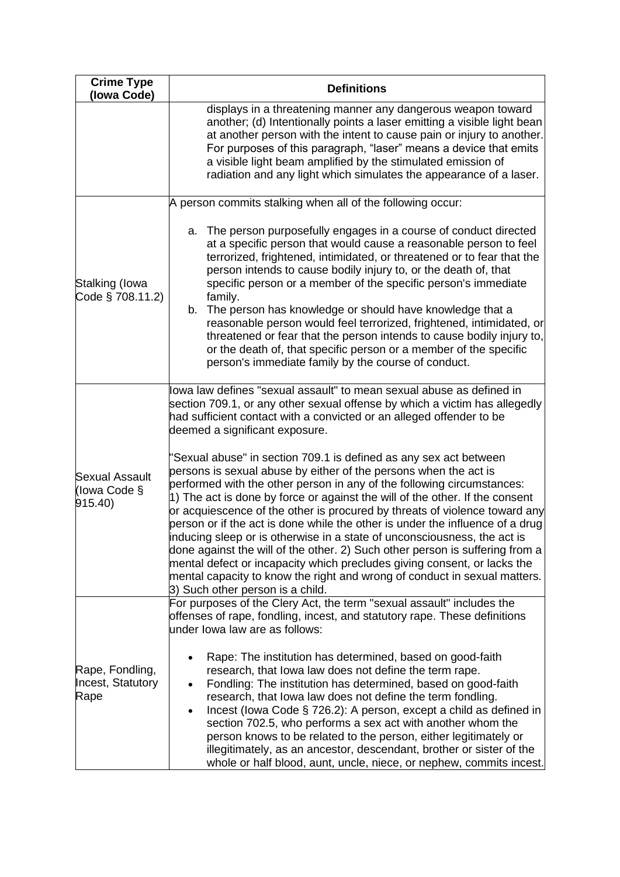| Crime Type (Iowa Code) | Definitions |
|---|---|
| | displays in a threatening manner any dangerous weapon toward another; (d) Intentionally points a laser emitting a visible light bean at another person with the intent to cause pain or injury to another. For purposes of this paragraph, "laser" means a device that emits a visible light beam amplified by the stimulated emission of radiation and any light which simulates the appearance of a laser. |
| Stalking (Iowa Code § 708.11.2) | A person commits stalking when all of the following occur:<br><br>a. The person purposefully engages in a course of conduct directed at a specific person that would cause a reasonable person to feel terrorized, frightened, intimidated, or threatened or to fear that the person intends to cause bodily injury to, or the death of, that specific person or a member of the specific person's immediate family.<br>b. The person has knowledge or should have knowledge that a reasonable person would feel terrorized, frightened, intimidated, or threatened or fear that the person intends to cause bodily injury to, or the death of, that specific person or a member of the specific person's immediate family by the course of conduct. |
| Sexual Assault (Iowa Code § 915.40) | Iowa law defines "sexual assault" to mean sexual abuse as defined in section 709.1, or any other sexual offense by which a victim has allegedly had sufficient contact with a convicted or an alleged offender to be deemed a significant exposure.<br><br>"Sexual abuse" in section 709.1 is defined as any sex act between persons is sexual abuse by either of the persons when the act is performed with the other person in any of the following circumstances: 1) The act is done by force or against the will of the other. If the consent or acquiescence of the other is procured by threats of violence toward any person or if the act is done while the other is under the influence of a drug inducing sleep or is otherwise in a state of unconsciousness, the act is done against the will of the other. 2) Such other person is suffering from a mental defect or incapacity which precludes giving consent, or lacks the mental capacity to know the right and wrong of conduct in sexual matters. 3) Such other person is a child. |
| Rape, Fondling, Incest, Statutory Rape | For purposes of the Clery Act, the term "sexual assault" includes the offenses of rape, fondling, incest, and statutory rape. These definitions under Iowa law are as follows:<br><br>• Rape: The institution has determined, based on good-faith research, that Iowa law does not define the term rape.<br>• Fondling: The institution has determined, based on good-faith research, that Iowa law does not define the term fondling.<br>• Incest (Iowa Code § 726.2): A person, except a child as defined in section 702.5, who performs a sex act with another whom the person knows to be related to the person, either legitimately or illegitimately, as an ancestor, descendant, brother or sister of the whole or half blood, aunt, uncle, niece, or nephew, commits incest. |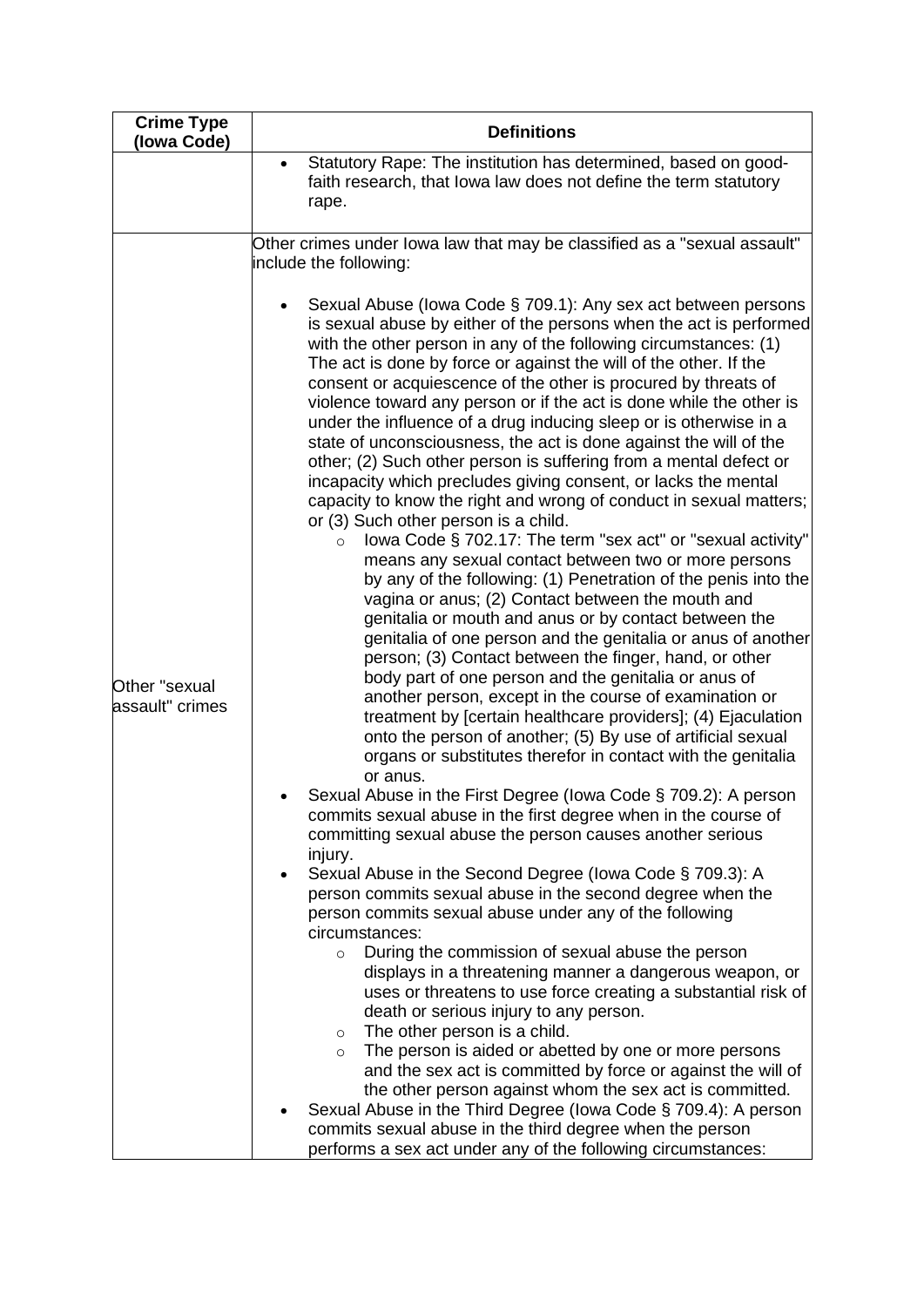| Crime Type (Iowa Code) | Definitions |
|---|---|
| | <ul><li>Statutory Rape: The institution has determined, based on good-faith research, that Iowa law does not define the term statutory rape.</li></ul> |
| Other "sexual assault" crimes | Other crimes under Iowa law that may be classified as a "sexual assault" include the following:<ul><li>Sexual Abuse (Iowa Code § 709.1): Any sex act between persons is sexual abuse by either of the persons when the act is performed with the other person in any of the following circumstances: (1) The act is done by force or against the will of the other. If the consent or acquiescence of the other is procured by threats of violence toward any person or if the act is done while the other is under the influence of a drug inducing sleep or is otherwise in a state of unconsciousness, the act is done against the will of the other; (2) Such other person is suffering from a mental defect or incapacity which precludes giving consent, or lacks the mental capacity to know the right and wrong of conduct in sexual matters; or (3) Such other person is a child.<ul><li>Iowa Code § 702.17: The term "sex act" or "sexual activity" means any sexual contact between two or more persons by any of the following: (1) Penetration of the penis into the vagina or anus; (2) Contact between the mouth and genitalia or mouth and anus or by contact between the genitalia of one person and the genitalia or anus of another person; (3) Contact between the finger, hand, or other body part of one person and the genitalia or anus of another person, except in the course of examination or treatment by [certain healthcare providers]; (4) Ejaculation onto the person of another; (5) By use of artificial sexual organs or substitutes therefor in contact with the genitalia or anus.</li></ul></li><li>Sexual Abuse in the First Degree (Iowa Code § 709.2): A person commits sexual abuse in the first degree when in the course of committing sexual abuse the person causes another serious injury.</li><li>Sexual Abuse in the Second Degree (Iowa Code § 709.3): A person commits sexual abuse in the second degree when the person commits sexual abuse under any of the following circumstances:<ul><li>During the commission of sexual abuse the person displays in a threatening manner a dangerous weapon, or uses or threatens to use force creating a substantial risk of death or serious injury to any person.</li><li>The other person is a child.</li><li>The person is aided or abetted by one or more persons and the sex act is committed by force or against the will of the other person against whom the sex act is committed.</li></ul></li><li>Sexual Abuse in the Third Degree (Iowa Code § 709.4): A person commits sexual abuse in the third degree when the person performs a sex act under any of the following circumstances:</li></ul> |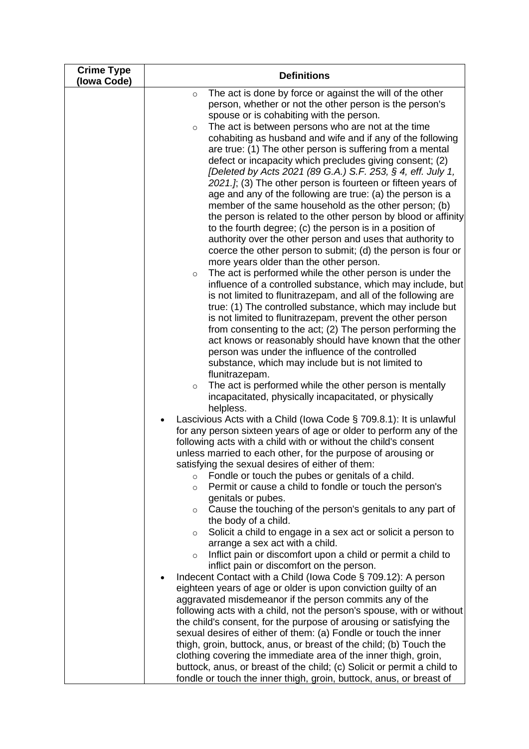| Crime Type (Iowa Code) | Definitions |
|---|---|
| | ◦ The act is done by force or against the will of the other person, whether or not the other person is the person's spouse or is cohabiting with the person.<br>◦ The act is between persons who are not at the time cohabiting as husband and wife and if any of the following are true: (1) The other person is suffering from a mental defect or incapacity which precludes giving consent; (2) *[Deleted by Acts 2021 (89 G.A.) S.F. 253, § 4, eff. July 1, 2021.]*; (3) The other person is fourteen or fifteen years of age and any of the following are true: (a) the person is a member of the same household as the other person; (b) the person is related to the other person by blood or affinity to the fourth degree; (c) the person is in a position of authority over the other person and uses that authority to coerce the other person to submit; (d) the person is four or more years older than the other person.<br>◦ The act is performed while the other person is under the influence of a controlled substance, which may include, but is not limited to flunitrazepam, and all of the following are true: (1) The controlled substance, which may include but is not limited to flunitrazepam, prevent the other person from consenting to the act; (2) The person performing the act knows or reasonably should have known that the other person was under the influence of the controlled substance, which may include but is not limited to flunitrazepam.<br>◦ The act is performed while the other person is mentally incapacitated, physically incapacitated, or physically helpless.<br>• Lascivious Acts with a Child (Iowa Code § 709.8.1): It is unlawful for any person sixteen years of age or older to perform any of the following acts with a child with or without the child's consent unless married to each other, for the purpose of arousing or satisfying the sexual desires of either of them:<br>◦ Fondle or touch the pubes or genitals of a child.<br>◦ Permit or cause a child to fondle or touch the person's genitals or pubes.<br>◦ Cause the touching of the person's genitals to any part of the body of a child.<br>◦ Solicit a child to engage in a sex act or solicit a person to arrange a sex act with a child.<br>◦ Inflict pain or discomfort upon a child or permit a child to inflict pain or discomfort on the person.<br>• Indecent Contact with a Child (Iowa Code § 709.12): A person eighteen years of age or older is upon conviction guilty of an aggravated misdemeanor if the person commits any of the following acts with a child, not the person's spouse, with or without the child's consent, for the purpose of arousing or satisfying the sexual desires of either of them: (a) Fondle or touch the inner thigh, groin, buttock, anus, or breast of the child; (b) Touch the clothing covering the immediate area of the inner thigh, groin, buttock, anus, or breast of the child; (c) Solicit or permit a child to fondle or touch the inner thigh, groin, buttock, anus, or breast of |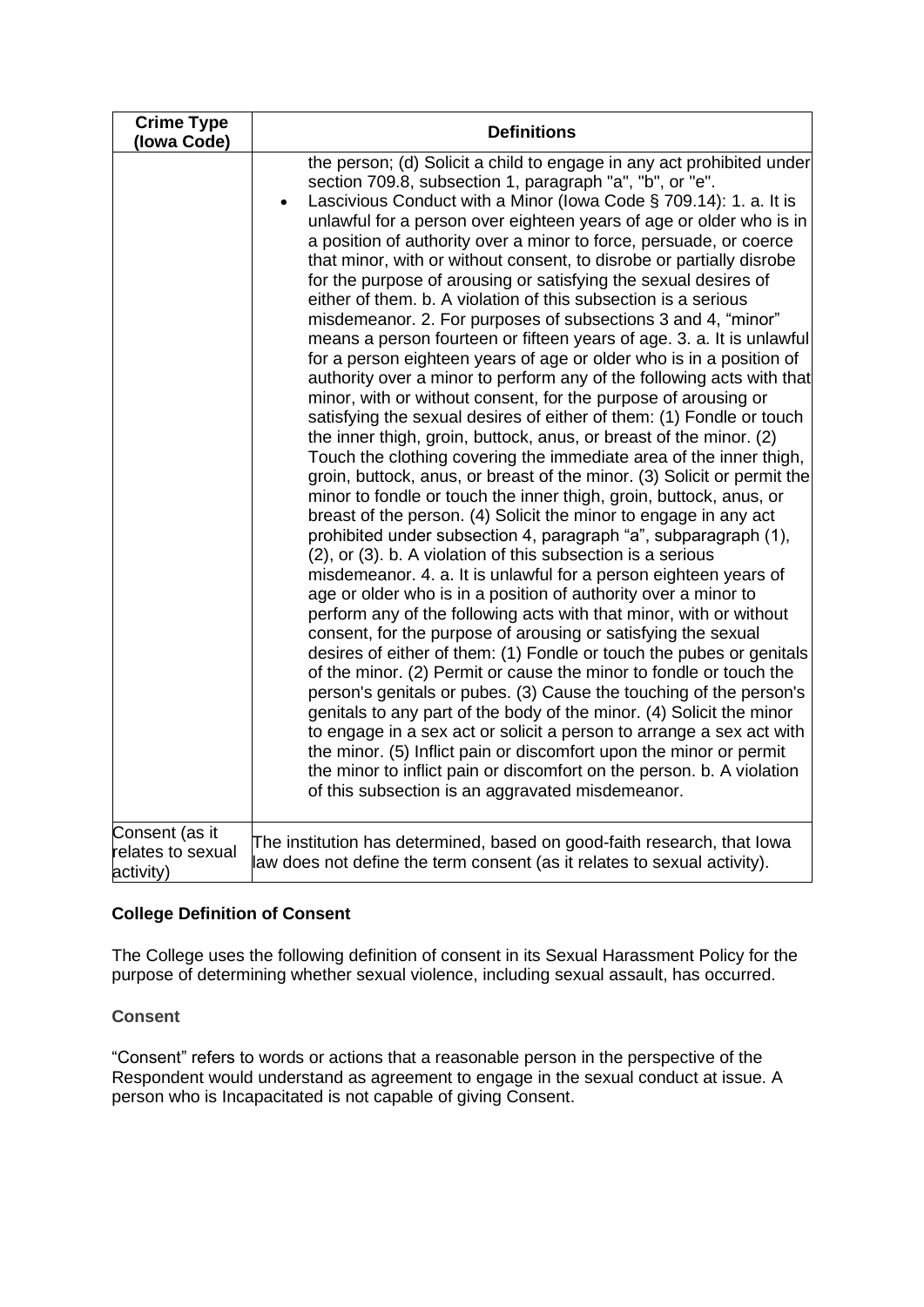| Crime Type (Iowa Code) | Definitions |
| --- | --- |
| | the person; (d) Solicit a child to engage in any act prohibited under section 709.8, subsection 1, paragraph "a", "b", or "e".<br>• Lascivious Conduct with a Minor (Iowa Code § 709.14): 1. a. It is unlawful for a person over eighteen years of age or older who is in a position of authority over a minor to force, persuade, or coerce that minor, with or without consent, to disrobe or partially disrobe for the purpose of arousing or satisfying the sexual desires of either of them. b. A violation of this subsection is a serious misdemeanor. 2. For purposes of subsections 3 and 4, "minor" means a person fourteen or fifteen years of age. 3. a. It is unlawful for a person eighteen years of age or older who is in a position of authority over a minor to perform any of the following acts with that minor, with or without consent, for the purpose of arousing or satisfying the sexual desires of either of them: (1) Fondle or touch the inner thigh, groin, buttock, anus, or breast of the minor. (2) Touch the clothing covering the immediate area of the inner thigh, groin, buttock, anus, or breast of the minor. (3) Solicit or permit the minor to fondle or touch the inner thigh, groin, buttock, anus, or breast of the person. (4) Solicit the minor to engage in any act prohibited under subsection 4, paragraph "a", subparagraph (1), (2), or (3). b. A violation of this subsection is a serious misdemeanor. 4. a. It is unlawful for a person eighteen years of age or older who is in a position of authority over a minor to perform any of the following acts with that minor, with or without consent, for the purpose of arousing or satisfying the sexual desires of either of them: (1) Fondle or touch the pubes or genitals of the minor. (2) Permit or cause the minor to fondle or touch the person's genitals or pubes. (3) Cause the touching of the person's genitals to any part of the body of the minor. (4) Solicit the minor to engage in a sex act or solicit a person to arrange a sex act with the minor. (5) Inflict pain or discomfort upon the minor or permit the minor to inflict pain or discomfort on the person. b. A violation of this subsection is an aggravated misdemeanor. |
| Consent (as it relates to sexual activity) | The institution has determined, based on good-faith research, that Iowa law does not define the term consent (as it relates to sexual activity). |

**College Definition of Consent**

The College uses the following definition of consent in its Sexual Harassment Policy for the purpose of determining whether sexual violence, including sexual assault, has occurred.

### Consent

"Consent" refers to words or actions that a reasonable person in the perspective of the Respondent would understand as agreement to engage in the sexual conduct at issue. A person who is Incapacitated is not capable of giving Consent.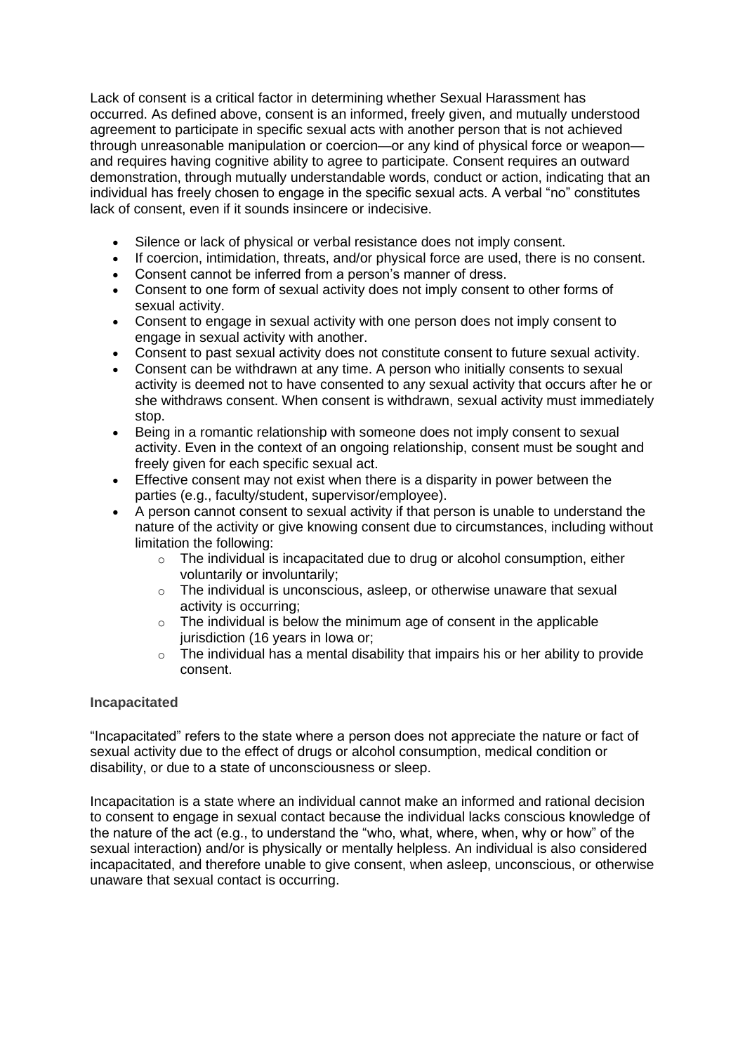Lack of consent is a critical factor in determining whether Sexual Harassment has occurred. As defined above, consent is an informed, freely given, and mutually understood agreement to participate in specific sexual acts with another person that is not achieved through unreasonable manipulation or coercion—or any kind of physical force or weapon—and requires having cognitive ability to agree to participate. Consent requires an outward demonstration, through mutually understandable words, conduct or action, indicating that an individual has freely chosen to engage in the specific sexual acts. A verbal "no" constitutes lack of consent, even if it sounds insincere or indecisive.

- Silence or lack of physical or verbal resistance does not imply consent.
- If coercion, intimidation, threats, and/or physical force are used, there is no consent.
- Consent cannot be inferred from a person's manner of dress.
- Consent to one form of sexual activity does not imply consent to other forms of sexual activity.
- Consent to engage in sexual activity with one person does not imply consent to engage in sexual activity with another.
- Consent to past sexual activity does not constitute consent to future sexual activity.
- Consent can be withdrawn at any time. A person who initially consents to sexual activity is deemed not to have consented to any sexual activity that occurs after he or she withdraws consent. When consent is withdrawn, sexual activity must immediately stop.
- Being in a romantic relationship with someone does not imply consent to sexual activity. Even in the context of an ongoing relationship, consent must be sought and freely given for each specific sexual act.
- Effective consent may not exist when there is a disparity in power between the parties (e.g., faculty/student, supervisor/employee).
- A person cannot consent to sexual activity if that person is unable to understand the nature of the activity or give knowing consent due to circumstances, including without limitation the following:
  - The individual is incapacitated due to drug or alcohol consumption, either voluntarily or involuntarily;
  - The individual is unconscious, asleep, or otherwise unaware that sexual activity is occurring;
  - The individual is below the minimum age of consent in the applicable jurisdiction (16 years in Iowa or;
  - The individual has a mental disability that impairs his or her ability to provide consent.

### Incapacitated

"Incapacitated" refers to the state where a person does not appreciate the nature or fact of sexual activity due to the effect of drugs or alcohol consumption, medical condition or disability, or due to a state of unconsciousness or sleep.

Incapacitation is a state where an individual cannot make an informed and rational decision to consent to engage in sexual contact because the individual lacks conscious knowledge of the nature of the act (e.g., to understand the "who, what, where, when, why or how" of the sexual interaction) and/or is physically or mentally helpless. An individual is also considered incapacitated, and therefore unable to give consent, when asleep, unconscious, or otherwise unaware that sexual contact is occurring.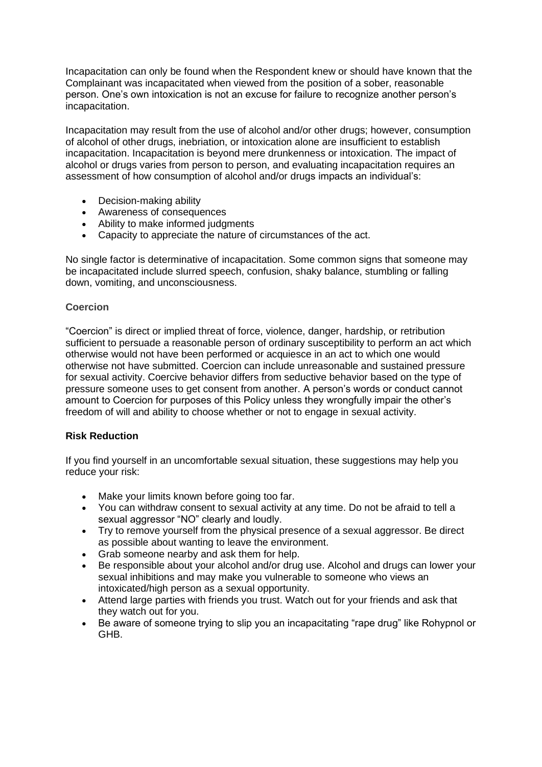Incapacitation can only be found when the Respondent knew or should have known that the Complainant was incapacitated when viewed from the position of a sober, reasonable person. One's own intoxication is not an excuse for failure to recognize another person's incapacitation.

Incapacitation may result from the use of alcohol and/or other drugs; however, consumption of alcohol of other drugs, inebriation, or intoxication alone are insufficient to establish incapacitation. Incapacitation is beyond mere drunkenness or intoxication. The impact of alcohol or drugs varies from person to person, and evaluating incapacitation requires an assessment of how consumption of alcohol and/or drugs impacts an individual's:

- Decision-making ability
- Awareness of consequences
- Ability to make informed judgments
- Capacity to appreciate the nature of circumstances of the act.

No single factor is determinative of incapacitation. Some common signs that someone may be incapacitated include slurred speech, confusion, shaky balance, stumbling or falling down, vomiting, and unconsciousness.

#### Coercion

"Coercion" is direct or implied threat of force, violence, danger, hardship, or retribution sufficient to persuade a reasonable person of ordinary susceptibility to perform an act which otherwise would not have been performed or acquiesce in an act to which one would otherwise not have submitted. Coercion can include unreasonable and sustained pressure for sexual activity. Coercive behavior differs from seductive behavior based on the type of pressure someone uses to get consent from another. A person's words or conduct cannot amount to Coercion for purposes of this Policy unless they wrongfully impair the other's freedom of will and ability to choose whether or not to engage in sexual activity.

### Risk Reduction

If you find yourself in an uncomfortable sexual situation, these suggestions may help you reduce your risk:

- Make your limits known before going too far.
- You can withdraw consent to sexual activity at any time. Do not be afraid to tell a sexual aggressor "NO" clearly and loudly.
- Try to remove yourself from the physical presence of a sexual aggressor. Be direct as possible about wanting to leave the environment.
- Grab someone nearby and ask them for help.
- Be responsible about your alcohol and/or drug use. Alcohol and drugs can lower your sexual inhibitions and may make you vulnerable to someone who views an intoxicated/high person as a sexual opportunity.
- Attend large parties with friends you trust. Watch out for your friends and ask that they watch out for you.
- Be aware of someone trying to slip you an incapacitating "rape drug" like Rohypnol or GHB.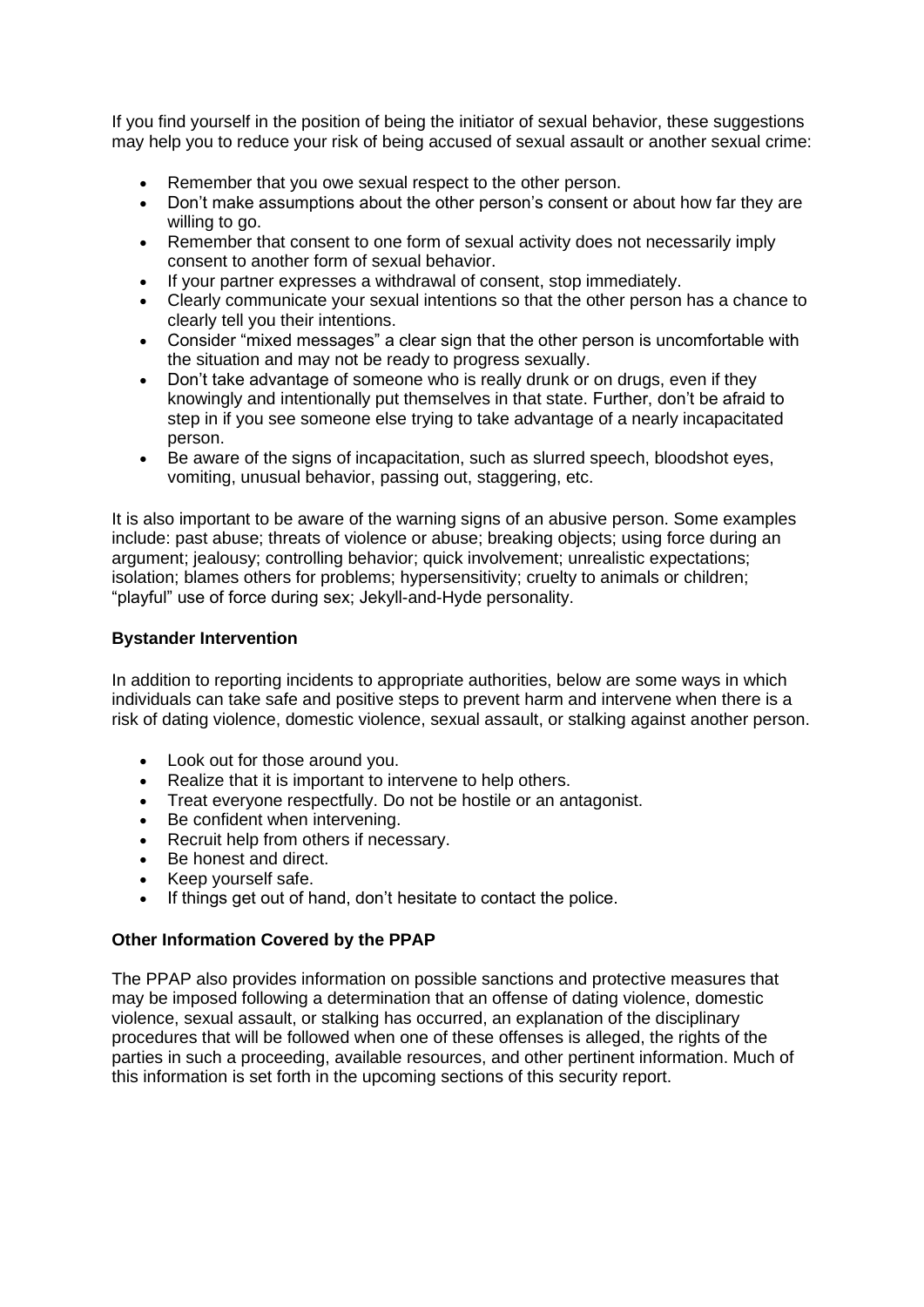If you find yourself in the position of being the initiator of sexual behavior, these suggestions may help you to reduce your risk of being accused of sexual assault or another sexual crime:

- Remember that you owe sexual respect to the other person.
- Don't make assumptions about the other person's consent or about how far they are willing to go.
- Remember that consent to one form of sexual activity does not necessarily imply consent to another form of sexual behavior.
- If your partner expresses a withdrawal of consent, stop immediately.
- Clearly communicate your sexual intentions so that the other person has a chance to clearly tell you their intentions.
- Consider "mixed messages" a clear sign that the other person is uncomfortable with the situation and may not be ready to progress sexually.
- Don't take advantage of someone who is really drunk or on drugs, even if they knowingly and intentionally put themselves in that state. Further, don't be afraid to step in if you see someone else trying to take advantage of a nearly incapacitated person.
- Be aware of the signs of incapacitation, such as slurred speech, bloodshot eyes, vomiting, unusual behavior, passing out, staggering, etc.

It is also important to be aware of the warning signs of an abusive person. Some examples include: past abuse; threats of violence or abuse; breaking objects; using force during an argument; jealousy; controlling behavior; quick involvement; unrealistic expectations; isolation; blames others for problems; hypersensitivity; cruelty to animals or children; "playful" use of force during sex; Jekyll-and-Hyde personality.

**Bystander Intervention**

In addition to reporting incidents to appropriate authorities, below are some ways in which individuals can take safe and positive steps to prevent harm and intervene when there is a risk of dating violence, domestic violence, sexual assault, or stalking against another person.

- Look out for those around you.
- Realize that it is important to intervene to help others.
- Treat everyone respectfully. Do not be hostile or an antagonist.
- Be confident when intervening.
- Recruit help from others if necessary.
- Be honest and direct.
- Keep yourself safe.
- If things get out of hand, don't hesitate to contact the police.

**Other Information Covered by the PPAP**

The PPAP also provides information on possible sanctions and protective measures that may be imposed following a determination that an offense of dating violence, domestic violence, sexual assault, or stalking has occurred, an explanation of the disciplinary procedures that will be followed when one of these offenses is alleged, the rights of the parties in such a proceeding, available resources, and other pertinent information. Much of this information is set forth in the upcoming sections of this security report.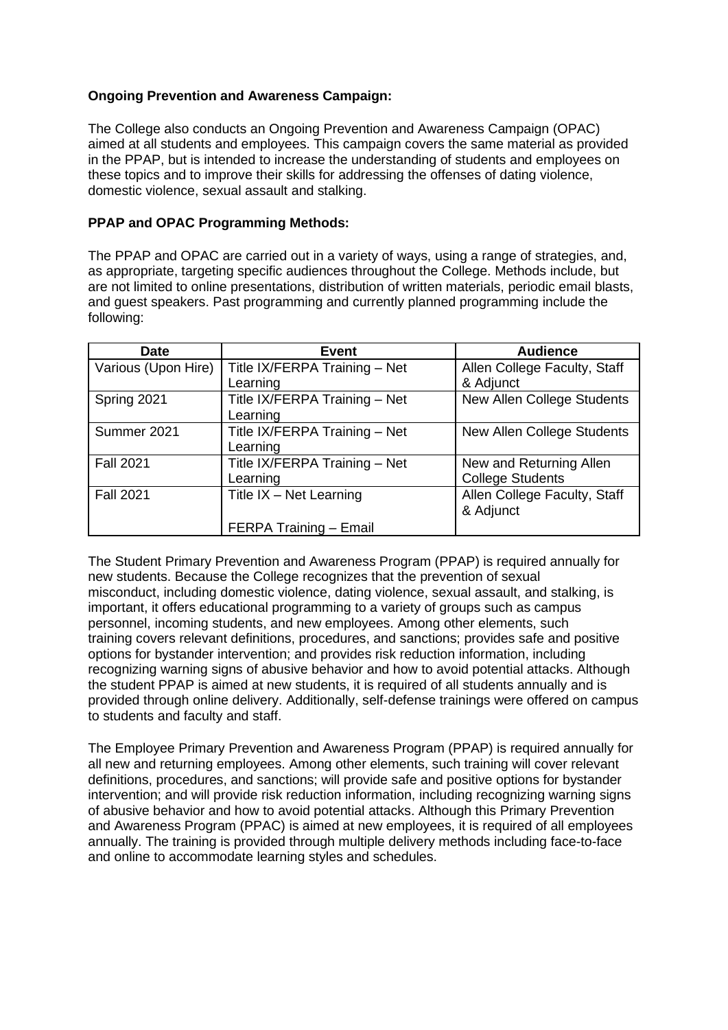**Ongoing Prevention and Awareness Campaign:**

The College also conducts an Ongoing Prevention and Awareness Campaign (OPAC) aimed at all students and employees. This campaign covers the same material as provided in the PPAP, but is intended to increase the understanding of students and employees on these topics and to improve their skills for addressing the offenses of dating violence, domestic violence, sexual assault and stalking.

**PPAP and OPAC Programming Methods:**

The PPAP and OPAC are carried out in a variety of ways, using a range of strategies, and, as appropriate, targeting specific audiences throughout the College. Methods include, but are not limited to online presentations, distribution of written materials, periodic email blasts, and guest speakers. Past programming and currently planned programming include the following:

| Date | Event | Audience |
|---|---|---|
| Various (Upon Hire) | Title IX/FERPA Training – Net Learning | Allen College Faculty, Staff & Adjunct |
| Spring 2021 | Title IX/FERPA Training – Net Learning | New Allen College Students |
| Summer 2021 | Title IX/FERPA Training – Net Learning | New Allen College Students |
| Fall 2021 | Title IX/FERPA Training – Net Learning | New and Returning Allen College Students |
| Fall 2021 | Title IX – Net Learning<br><br>FERPA Training – Email | Allen College Faculty, Staff & Adjunct |

The Student Primary Prevention and Awareness Program (PPAP) is required annually for new students. Because the College recognizes that the prevention of sexual misconduct, including domestic violence, dating violence, sexual assault, and stalking, is important, it offers educational programming to a variety of groups such as campus personnel, incoming students, and new employees. Among other elements, such training covers relevant definitions, procedures, and sanctions; provides safe and positive options for bystander intervention; and provides risk reduction information, including recognizing warning signs of abusive behavior and how to avoid potential attacks. Although the student PPAP is aimed at new students, it is required of all students annually and is provided through online delivery. Additionally, self-defense trainings were offered on campus to students and faculty and staff.

The Employee Primary Prevention and Awareness Program (PPAP) is required annually for all new and returning employees. Among other elements, such training will cover relevant definitions, procedures, and sanctions; will provide safe and positive options for bystander intervention; and will provide risk reduction information, including recognizing warning signs of abusive behavior and how to avoid potential attacks. Although this Primary Prevention and Awareness Program (PPAC) is aimed at new employees, it is required of all employees annually. The training is provided through multiple delivery methods including face-to-face and online to accommodate learning styles and schedules.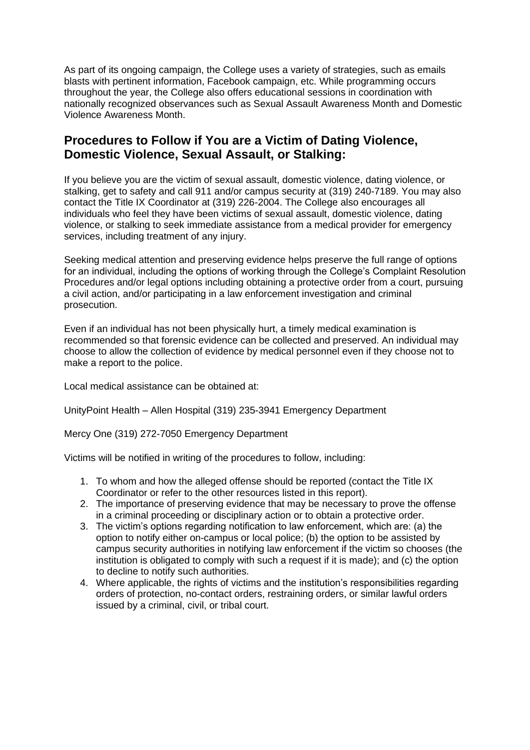As part of its ongoing campaign, the College uses a variety of strategies, such as emails blasts with pertinent information, Facebook campaign, etc. While programming occurs throughout the year, the College also offers educational sessions in coordination with nationally recognized observances such as Sexual Assault Awareness Month and Domestic Violence Awareness Month.

## Procedures to Follow if You are a Victim of Dating Violence, Domestic Violence, Sexual Assault, or Stalking:

If you believe you are the victim of sexual assault, domestic violence, dating violence, or stalking, get to safety and call 911 and/or campus security at (319) 240-7189. You may also contact the Title IX Coordinator at (319) 226-2004. The College also encourages all individuals who feel they have been victims of sexual assault, domestic violence, dating violence, or stalking to seek immediate assistance from a medical provider for emergency services, including treatment of any injury.

Seeking medical attention and preserving evidence helps preserve the full range of options for an individual, including the options of working through the College's Complaint Resolution Procedures and/or legal options including obtaining a protective order from a court, pursuing a civil action, and/or participating in a law enforcement investigation and criminal prosecution.

Even if an individual has not been physically hurt, a timely medical examination is recommended so that forensic evidence can be collected and preserved. An individual may choose to allow the collection of evidence by medical personnel even if they choose not to make a report to the police.

Local medical assistance can be obtained at:

UnityPoint Health – Allen Hospital (319) 235-3941 Emergency Department

Mercy One (319) 272-7050 Emergency Department

Victims will be notified in writing of the procedures to follow, including:

1. To whom and how the alleged offense should be reported (contact the Title IX Coordinator or refer to the other resources listed in this report).
2. The importance of preserving evidence that may be necessary to prove the offense in a criminal proceeding or disciplinary action or to obtain a protective order.
3. The victim's options regarding notification to law enforcement, which are: (a) the option to notify either on-campus or local police; (b) the option to be assisted by campus security authorities in notifying law enforcement if the victim so chooses (the institution is obligated to comply with such a request if it is made); and (c) the option to decline to notify such authorities.
4. Where applicable, the rights of victims and the institution's responsibilities regarding orders of protection, no-contact orders, restraining orders, or similar lawful orders issued by a criminal, civil, or tribal court.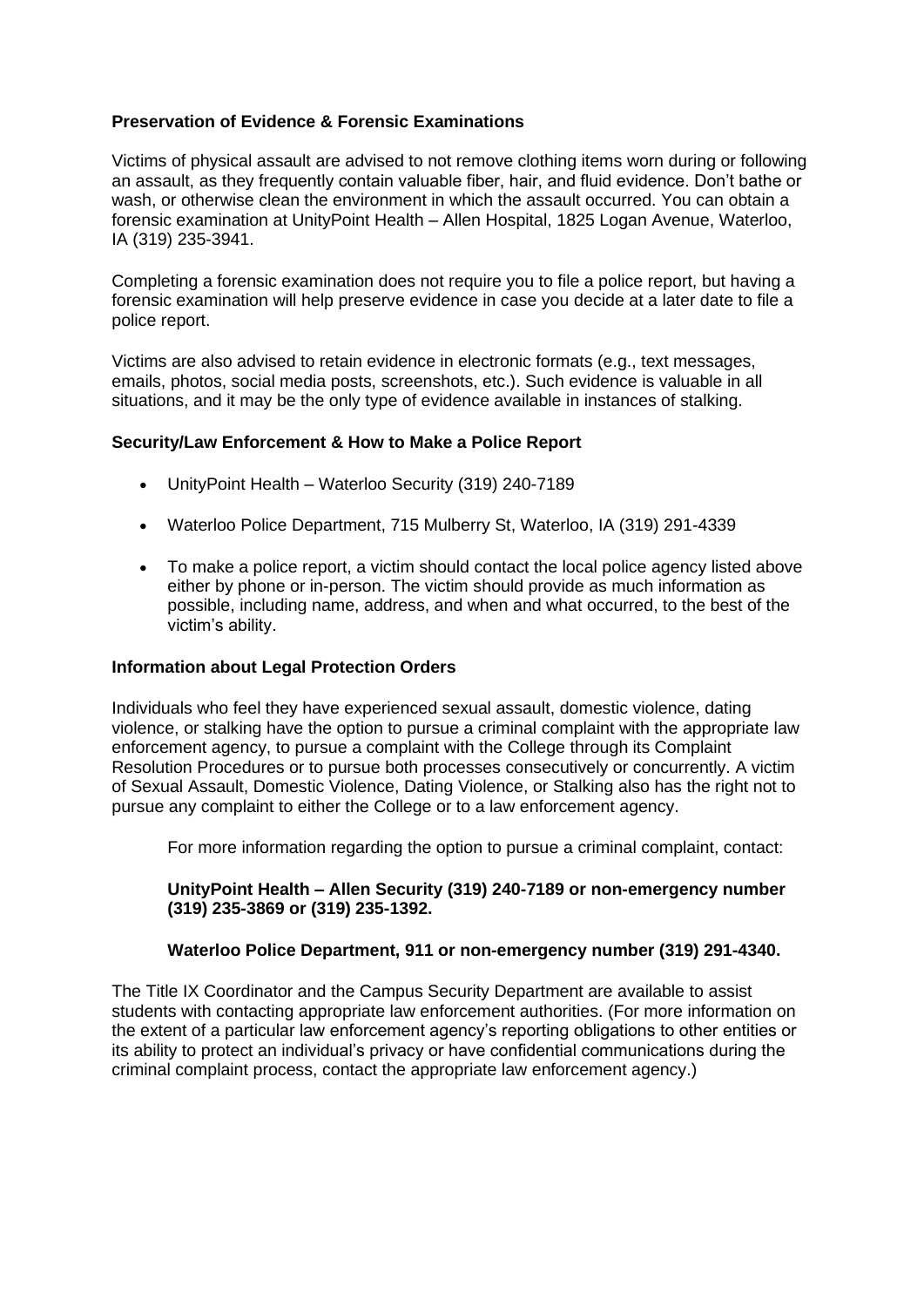**Preservation of Evidence & Forensic Examinations**

Victims of physical assault are advised to not remove clothing items worn during or following an assault, as they frequently contain valuable fiber, hair, and fluid evidence. Don't bathe or wash, or otherwise clean the environment in which the assault occurred. You can obtain a forensic examination at UnityPoint Health – Allen Hospital, 1825 Logan Avenue, Waterloo, IA (319) 235-3941.

Completing a forensic examination does not require you to file a police report, but having a forensic examination will help preserve evidence in case you decide at a later date to file a police report.

Victims are also advised to retain evidence in electronic formats (e.g., text messages, emails, photos, social media posts, screenshots, etc.). Such evidence is valuable in all situations, and it may be the only type of evidence available in instances of stalking.

**Security/Law Enforcement & How to Make a Police Report**

- UnityPoint Health – Waterloo Security (319) 240-7189
- Waterloo Police Department, 715 Mulberry St, Waterloo, IA (319) 291-4339
- To make a police report, a victim should contact the local police agency listed above either by phone or in-person. The victim should provide as much information as possible, including name, address, and when and what occurred, to the best of the victim's ability.

**Information about Legal Protection Orders**

Individuals who feel they have experienced sexual assault, domestic violence, dating violence, or stalking have the option to pursue a criminal complaint with the appropriate law enforcement agency, to pursue a complaint with the College through its Complaint Resolution Procedures or to pursue both processes consecutively or concurrently. A victim of Sexual Assault, Domestic Violence, Dating Violence, or Stalking also has the right not to pursue any complaint to either the College or to a law enforcement agency.

For more information regarding the option to pursue a criminal complaint, contact:

**UnityPoint Health – Allen Security (319) 240-7189 or non-emergency number (319) 235-3869 or (319) 235-1392.**

**Waterloo Police Department, 911 or non-emergency number (319) 291-4340.**

The Title IX Coordinator and the Campus Security Department are available to assist students with contacting appropriate law enforcement authorities. (For more information on the extent of a particular law enforcement agency's reporting obligations to other entities or its ability to protect an individual's privacy or have confidential communications during the criminal complaint process, contact the appropriate law enforcement agency.)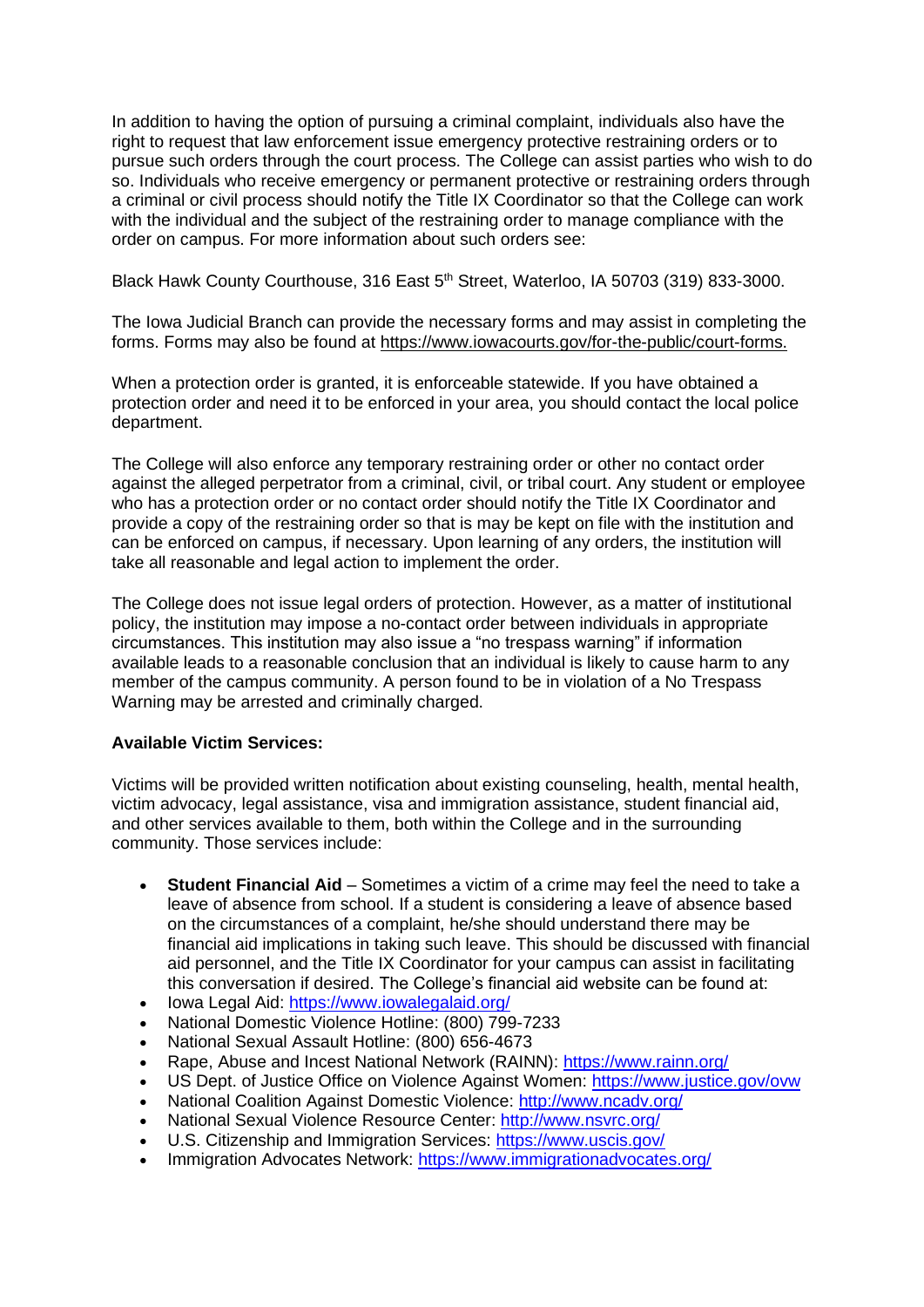In addition to having the option of pursuing a criminal complaint, individuals also have the right to request that law enforcement issue emergency protective restraining orders or to pursue such orders through the court process. The College can assist parties who wish to do so. Individuals who receive emergency or permanent protective or restraining orders through a criminal or civil process should notify the Title IX Coordinator so that the College can work with the individual and the subject of the restraining order to manage compliance with the order on campus. For more information about such orders see:

Black Hawk County Courthouse, 316 East 5th Street, Waterloo, IA 50703 (319) 833-3000.

The Iowa Judicial Branch can provide the necessary forms and may assist in completing the forms. Forms may also be found at https://www.iowacourts.gov/for-the-public/court-forms.

When a protection order is granted, it is enforceable statewide. If you have obtained a protection order and need it to be enforced in your area, you should contact the local police department.

The College will also enforce any temporary restraining order or other no contact order against the alleged perpetrator from a criminal, civil, or tribal court. Any student or employee who has a protection order or no contact order should notify the Title IX Coordinator and provide a copy of the restraining order so that is may be kept on file with the institution and can be enforced on campus, if necessary. Upon learning of any orders, the institution will take all reasonable and legal action to implement the order.

The College does not issue legal orders of protection. However, as a matter of institutional policy, the institution may impose a no-contact order between individuals in appropriate circumstances. This institution may also issue a "no trespass warning" if information available leads to a reasonable conclusion that an individual is likely to cause harm to any member of the campus community. A person found to be in violation of a No Trespass Warning may be arrested and criminally charged.

**Available Victim Services:**

Victims will be provided written notification about existing counseling, health, mental health, victim advocacy, legal assistance, visa and immigration assistance, student financial aid, and other services available to them, both within the College and in the surrounding community. Those services include:

- **Student Financial Aid** – Sometimes a victim of a crime may feel the need to take a leave of absence from school. If a student is considering a leave of absence based on the circumstances of a complaint, he/she should understand there may be financial aid implications in taking such leave. This should be discussed with financial aid personnel, and the Title IX Coordinator for your campus can assist in facilitating this conversation if desired. The College's financial aid website can be found at:
- Iowa Legal Aid: https://www.iowalegalaid.org/
- National Domestic Violence Hotline: (800) 799-7233
- National Sexual Assault Hotline: (800) 656-4673
- Rape, Abuse and Incest National Network (RAINN): https://www.rainn.org/
- US Dept. of Justice Office on Violence Against Women: https://www.justice.gov/ovw
- National Coalition Against Domestic Violence: http://www.ncadv.org/
- National Sexual Violence Resource Center: http://www.nsvrc.org/
- U.S. Citizenship and Immigration Services: https://www.uscis.gov/
- Immigration Advocates Network: https://www.immigrationadvocates.org/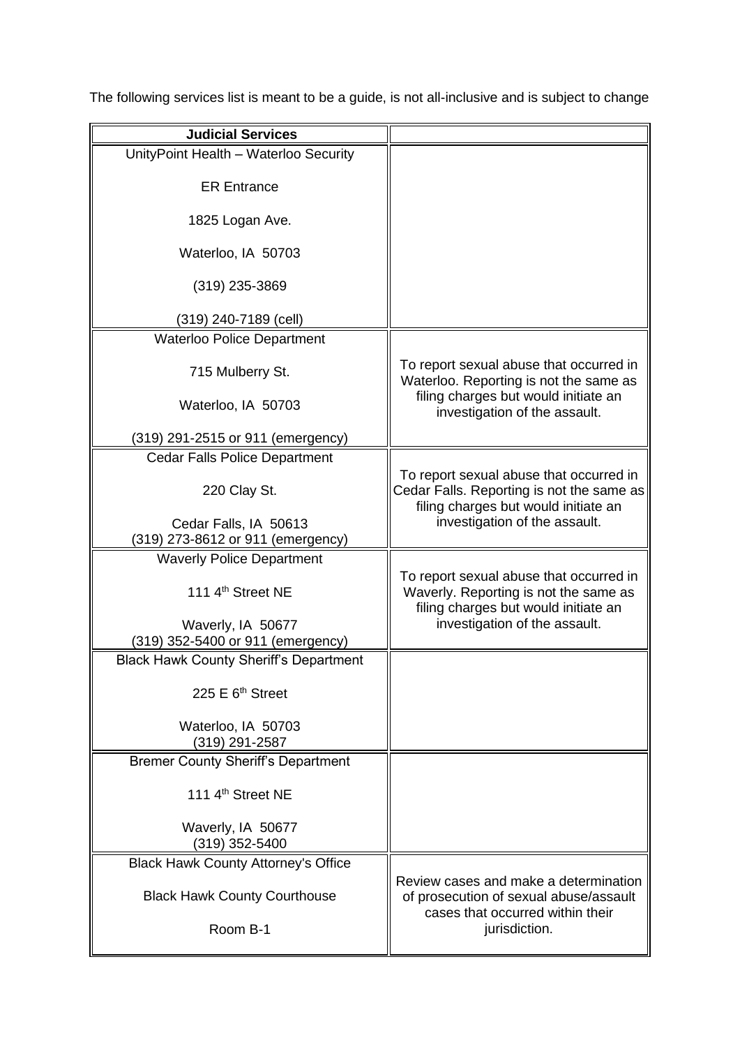The following services list is meant to be a guide, is not all-inclusive and is subject to change

| **Judicial Services** | |
|---|---|
| UnityPoint Health – Waterloo Security<br><br>ER Entrance<br><br>1825 Logan Ave.<br><br>Waterloo, IA 50703<br><br>(319) 235-3869<br><br>(319) 240-7189 (cell) | |
| Waterloo Police Department<br><br>715 Mulberry St.<br><br>Waterloo, IA 50703<br><br>(319) 291-2515 or 911 (emergency) | To report sexual abuse that occurred in Waterloo. Reporting is not the same as filing charges but would initiate an investigation of the assault. |
| Cedar Falls Police Department<br><br>220 Clay St.<br><br>Cedar Falls, IA 50613<br>(319) 273-8612 or 911 (emergency) | To report sexual abuse that occurred in Cedar Falls. Reporting is not the same as filing charges but would initiate an investigation of the assault. |
| Waverly Police Department<br><br>111 4th Street NE<br><br>Waverly, IA 50677<br>(319) 352-5400 or 911 (emergency) | To report sexual abuse that occurred in Waverly. Reporting is not the same as filing charges but would initiate an investigation of the assault. |
| Black Hawk County Sheriff's Department<br><br>225 E 6th Street<br><br>Waterloo, IA 50703<br>(319) 291-2587 | |
| Bremer County Sheriff's Department<br><br>111 4th Street NE<br><br>Waverly, IA 50677<br>(319) 352-5400 | |
| Black Hawk County Attorney's Office<br><br>Black Hawk County Courthouse<br><br>Room B-1 | Review cases and make a determination of prosecution of sexual abuse/assault cases that occurred within their jurisdiction. |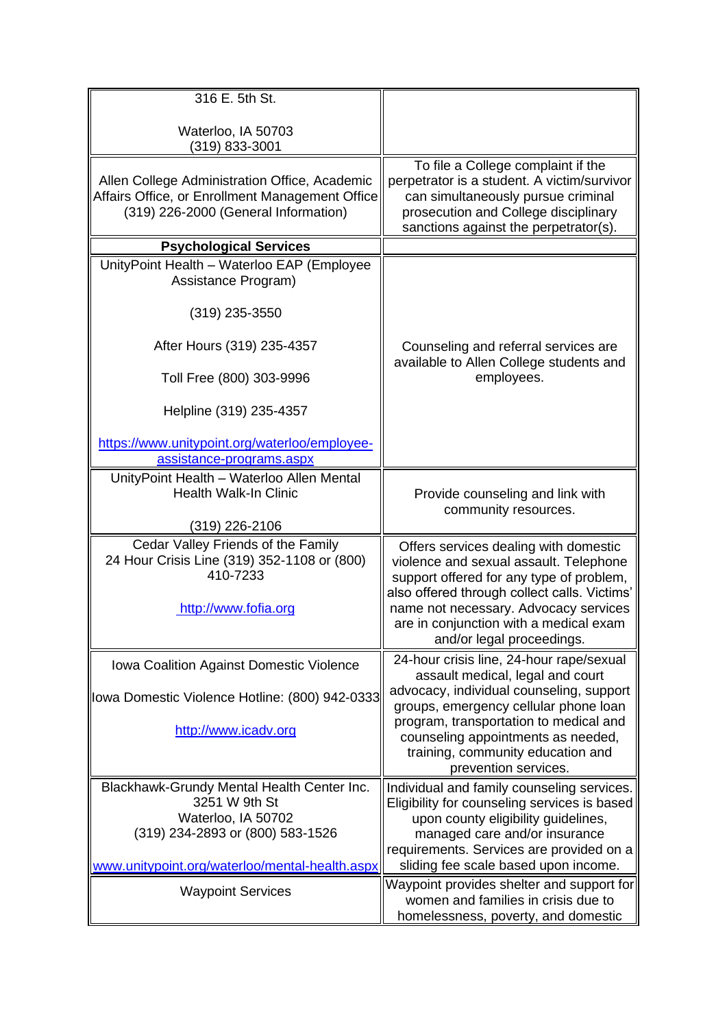| | |
|---|---|
| 316 E. 5th St.<br><br>Waterloo, IA 50703<br>(319) 833-3001 | |
| Allen College Administration Office, Academic Affairs Office, or Enrollment Management Office (319) 226-2000 (General Information) | To file a College complaint if the perpetrator is a student. A victim/survivor can simultaneously pursue criminal prosecution and College disciplinary sanctions against the perpetrator(s). |
| **Psychological Services** | |
| UnityPoint Health – Waterloo EAP (Employee Assistance Program)<br><br>(319) 235-3550<br><br>After Hours (319) 235-4357<br><br>Toll Free (800) 303-9996<br><br>Helpline (319) 235-4357<br><br>https://www.unitypoint.org/waterloo/employee-assistance-programs.aspx | Counseling and referral services are available to Allen College students and employees. |
| UnityPoint Health – Waterloo Allen Mental Health Walk-In Clinic<br><br>(319) 226-2106 | Provide counseling and link with community resources. |
| Cedar Valley Friends of the Family<br>24 Hour Crisis Line (319) 352-1108 or (800) 410-7233<br><br>http://www.fofia.org | Offers services dealing with domestic violence and sexual assault. Telephone support offered for any type of problem, also offered through collect calls. Victims' name not necessary. Advocacy services are in conjunction with a medical exam and/or legal proceedings. |
| Iowa Coalition Against Domestic Violence<br><br>Iowa Domestic Violence Hotline: (800) 942-0333<br><br>http://www.icadv.org | 24-hour crisis line, 24-hour rape/sexual assault medical, legal and court advocacy, individual counseling, support groups, emergency cellular phone loan program, transportation to medical and counseling appointments as needed, training, community education and prevention services. |
| Blackhawk-Grundy Mental Health Center Inc.<br>3251 W 9th St<br>Waterloo, IA 50702<br>(319) 234-2893 or (800) 583-1526<br><br>www.unitypoint.org/waterloo/mental-health.aspx | Individual and family counseling services. Eligibility for counseling services is based upon county eligibility guidelines, managed care and/or insurance requirements. Services are provided on a sliding fee scale based upon income. |
| Waypoint Services | Waypoint provides shelter and support for women and families in crisis due to homelessness, poverty, and domestic |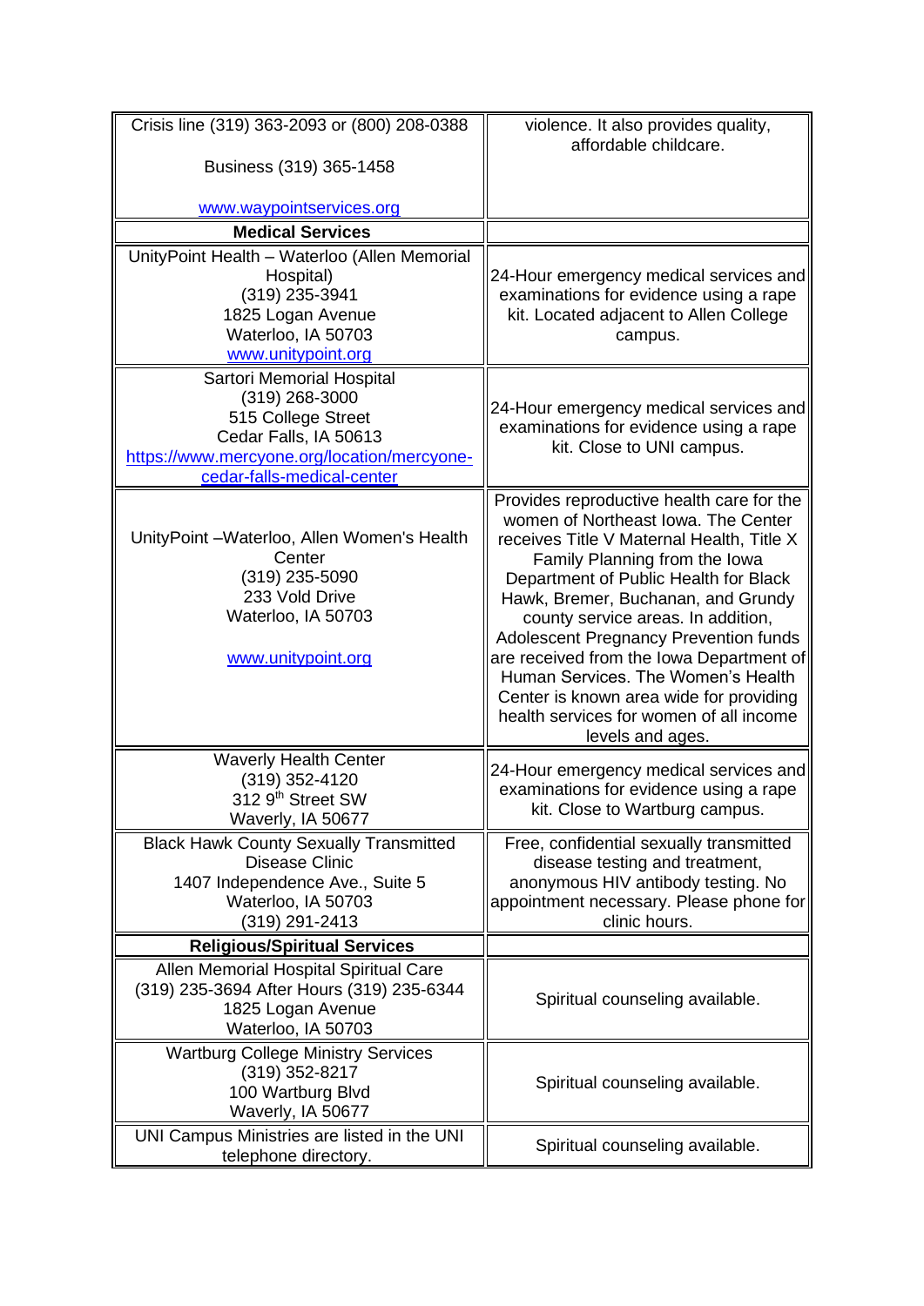| | |
|---|---|
| Crisis line (319) 363-2093 or (800) 208-0388<br><br>Business (319) 365-1458<br><br>[www.waypointservices.org](http://www.waypointservices.org) | violence. It also provides quality, affordable childcare. |
| **Medical Services** | |
| UnityPoint Health – Waterloo (Allen Memorial Hospital)<br>(319) 235-3941<br>1825 Logan Avenue<br>Waterloo, IA 50703<br>[www.unitypoint.org](http://www.unitypoint.org) | 24-Hour emergency medical services and examinations for evidence using a rape kit. Located adjacent to Allen College campus. |
| Sartori Memorial Hospital<br>(319) 268-3000<br>515 College Street<br>Cedar Falls, IA 50613<br>[https://www.mercyone.org/location/mercyone-cedar-falls-medical-center](https://www.mercyone.org/location/mercyone-cedar-falls-medical-center) | 24-Hour emergency medical services and examinations for evidence using a rape kit. Close to UNI campus. |
| UnityPoint –Waterloo, Allen Women's Health Center<br>(319) 235-5090<br>233 Vold Drive<br>Waterloo, IA 50703<br><br>[www.unitypoint.org](http://www.unitypoint.org) | Provides reproductive health care for the women of Northeast Iowa. The Center receives Title V Maternal Health, Title X Family Planning from the Iowa Department of Public Health for Black Hawk, Bremer, Buchanan, and Grundy county service areas. In addition, Adolescent Pregnancy Prevention funds are received from the Iowa Department of Human Services. The Women's Health Center is known area wide for providing health services for women of all income levels and ages. |
| Waverly Health Center<br>(319) 352-4120<br>312 9th Street SW<br>Waverly, IA 50677 | 24-Hour emergency medical services and examinations for evidence using a rape kit. Close to Wartburg campus. |
| Black Hawk County Sexually Transmitted Disease Clinic<br>1407 Independence Ave., Suite 5<br>Waterloo, IA 50703<br>(319) 291-2413 | Free, confidential sexually transmitted disease testing and treatment, anonymous HIV antibody testing. No appointment necessary. Please phone for clinic hours. |
| **Religious/Spiritual Services** | |
| Allen Memorial Hospital Spiritual Care<br>(319) 235-3694 After Hours (319) 235-6344<br>1825 Logan Avenue<br>Waterloo, IA 50703 | Spiritual counseling available. |
| Wartburg College Ministry Services<br>(319) 352-8217<br>100 Wartburg Blvd<br>Waverly, IA 50677 | Spiritual counseling available. |
| UNI Campus Ministries are listed in the UNI telephone directory. | Spiritual counseling available. |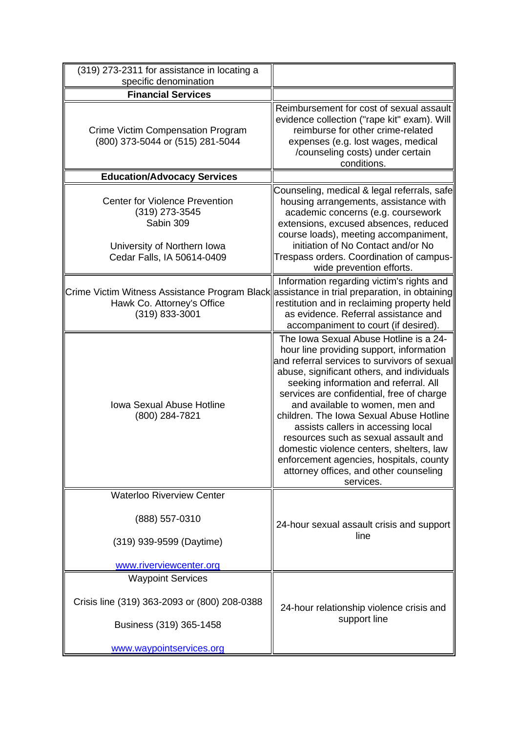| | |
|---|---|
| (319) 273-2311 for assistance in locating a specific denomination | |
| **Financial Services** | |
| Crime Victim Compensation Program (800) 373-5044 or (515) 281-5044 | Reimbursement for cost of sexual assault evidence collection ("rape kit" exam). Will reimburse for other crime-related expenses (e.g. lost wages, medical /counseling costs) under certain conditions. |
| **Education/Advocacy Services** | |
| Center for Violence Prevention (319) 273-3545 Sabin 309<br><br>University of Northern Iowa Cedar Falls, IA 50614-0409 | Counseling, medical & legal referrals, safe housing arrangements, assistance with academic concerns (e.g. coursework extensions, excused absences, reduced course loads), meeting accompaniment, initiation of No Contact and/or No Trespass orders. Coordination of campus-wide prevention efforts. |
| Crime Victim Witness Assistance Program Black Hawk Co. Attorney's Office (319) 833-3001 | Information regarding victim's rights and assistance in trial preparation, in obtaining restitution and in reclaiming property held as evidence. Referral assistance and accompaniment to court (if desired). |
| Iowa Sexual Abuse Hotline (800) 284-7821 | The Iowa Sexual Abuse Hotline is a 24-hour line providing support, information and referral services to survivors of sexual abuse, significant others, and individuals seeking information and referral. All services are confidential, free of charge and available to women, men and children. The Iowa Sexual Abuse Hotline assists callers in accessing local resources such as sexual assault and domestic violence centers, shelters, law enforcement agencies, hospitals, county attorney offices, and other counseling services. |
| Waterloo Riverview Center<br><br>(888) 557-0310<br><br>(319) 939-9599 (Daytime)<br><br>www.riverviewcenter.org | 24-hour sexual assault crisis and support line |
| Waypoint Services<br><br>Crisis line (319) 363-2093 or (800) 208-0388<br><br>Business (319) 365-1458<br><br>www.waypointservices.org | 24-hour relationship violence crisis and support line |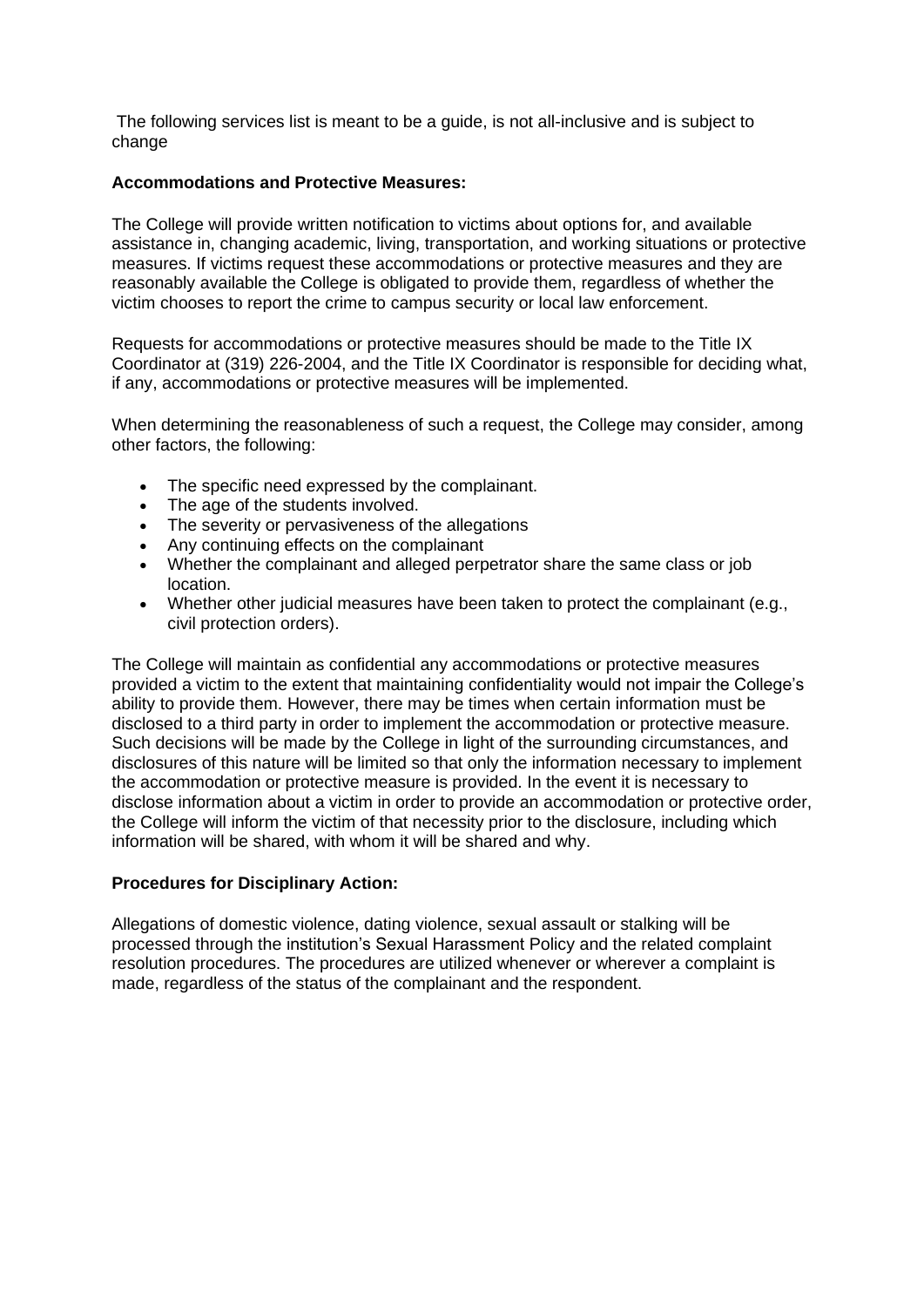The following services list is meant to be a guide, is not all-inclusive and is subject to change

**Accommodations and Protective Measures:**

The College will provide written notification to victims about options for, and available assistance in, changing academic, living, transportation, and working situations or protective measures. If victims request these accommodations or protective measures and they are reasonably available the College is obligated to provide them, regardless of whether the victim chooses to report the crime to campus security or local law enforcement.

Requests for accommodations or protective measures should be made to the Title IX Coordinator at (319) 226-2004, and the Title IX Coordinator is responsible for deciding what, if any, accommodations or protective measures will be implemented.

When determining the reasonableness of such a request, the College may consider, among other factors, the following:

- The specific need expressed by the complainant.
- The age of the students involved.
- The severity or pervasiveness of the allegations
- Any continuing effects on the complainant
- Whether the complainant and alleged perpetrator share the same class or job location.
- Whether other judicial measures have been taken to protect the complainant (e.g., civil protection orders).

The College will maintain as confidential any accommodations or protective measures provided a victim to the extent that maintaining confidentiality would not impair the College's ability to provide them. However, there may be times when certain information must be disclosed to a third party in order to implement the accommodation or protective measure. Such decisions will be made by the College in light of the surrounding circumstances, and disclosures of this nature will be limited so that only the information necessary to implement the accommodation or protective measure is provided. In the event it is necessary to disclose information about a victim in order to provide an accommodation or protective order, the College will inform the victim of that necessity prior to the disclosure, including which information will be shared, with whom it will be shared and why.

**Procedures for Disciplinary Action:**

Allegations of domestic violence, dating violence, sexual assault or stalking will be processed through the institution's Sexual Harassment Policy and the related complaint resolution procedures. The procedures are utilized whenever or wherever a complaint is made, regardless of the status of the complainant and the respondent.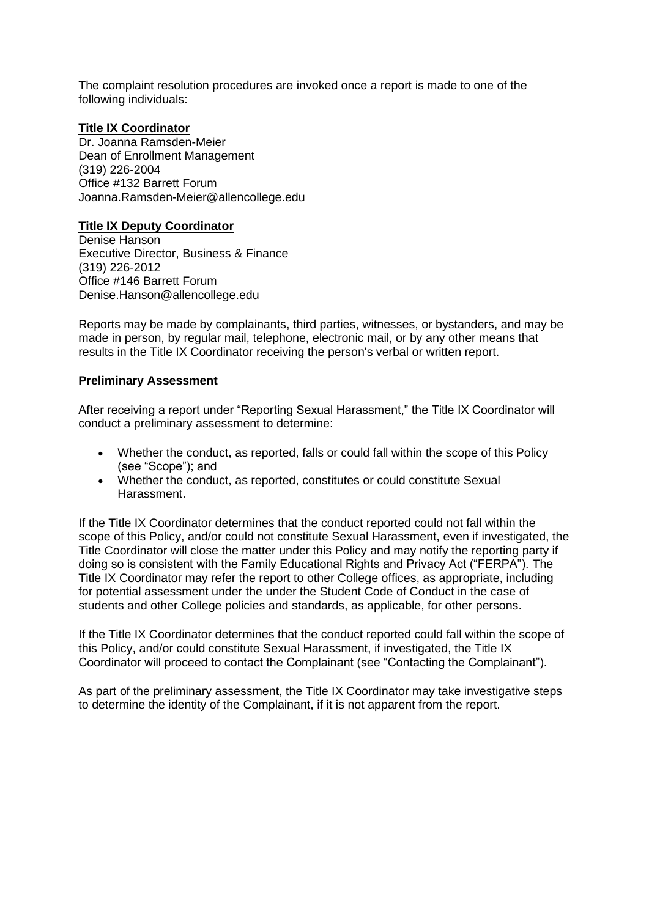The complaint resolution procedures are invoked once a report is made to one of the following individuals:

**Title IX Coordinator**
Dr. Joanna Ramsden-Meier
Dean of Enrollment Management
(319) 226-2004
Office #132 Barrett Forum
Joanna.Ramsden-Meier@allencollege.edu

**Title IX Deputy Coordinator**
Denise Hanson
Executive Director, Business & Finance
(319) 226-2012
Office #146 Barrett Forum
Denise.Hanson@allencollege.edu

Reports may be made by complainants, third parties, witnesses, or bystanders, and may be made in person, by regular mail, telephone, electronic mail, or by any other means that results in the Title IX Coordinator receiving the person's verbal or written report.

**Preliminary Assessment**

After receiving a report under "Reporting Sexual Harassment," the Title IX Coordinator will conduct a preliminary assessment to determine:

- Whether the conduct, as reported, falls or could fall within the scope of this Policy (see "Scope"); and
- Whether the conduct, as reported, constitutes or could constitute Sexual Harassment.

If the Title IX Coordinator determines that the conduct reported could not fall within the scope of this Policy, and/or could not constitute Sexual Harassment, even if investigated, the Title Coordinator will close the matter under this Policy and may notify the reporting party if doing so is consistent with the Family Educational Rights and Privacy Act ("FERPA"). The Title IX Coordinator may refer the report to other College offices, as appropriate, including for potential assessment under the under the Student Code of Conduct in the case of students and other College policies and standards, as applicable, for other persons.

If the Title IX Coordinator determines that the conduct reported could fall within the scope of this Policy, and/or could constitute Sexual Harassment, if investigated, the Title IX Coordinator will proceed to contact the Complainant (see "Contacting the Complainant").

As part of the preliminary assessment, the Title IX Coordinator may take investigative steps to determine the identity of the Complainant, if it is not apparent from the report.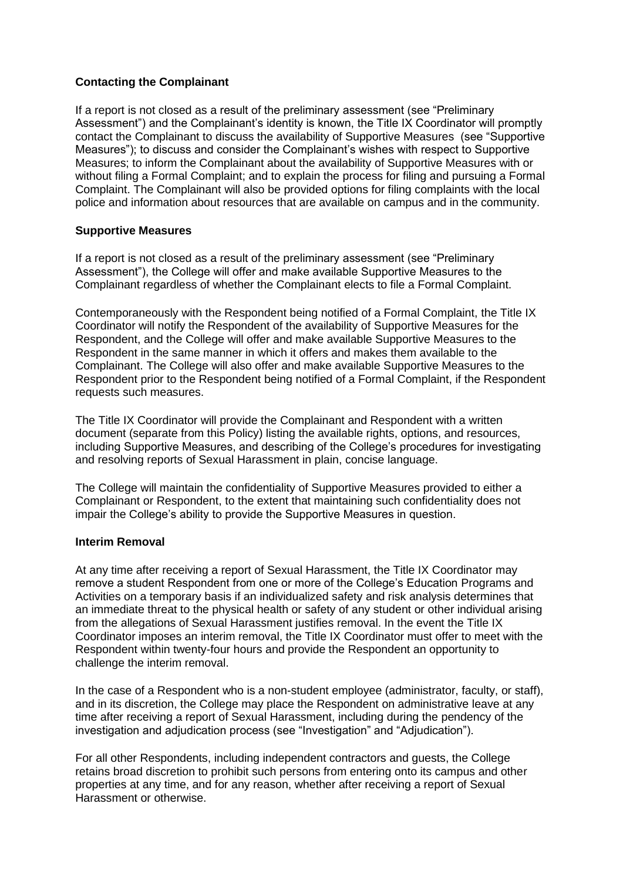**Contacting the Complainant**

If a report is not closed as a result of the preliminary assessment (see "Preliminary Assessment") and the Complainant's identity is known, the Title IX Coordinator will promptly contact the Complainant to discuss the availability of Supportive Measures (see "Supportive Measures"); to discuss and consider the Complainant's wishes with respect to Supportive Measures; to inform the Complainant about the availability of Supportive Measures with or without filing a Formal Complaint; and to explain the process for filing and pursuing a Formal Complaint. The Complainant will also be provided options for filing complaints with the local police and information about resources that are available on campus and in the community.

**Supportive Measures**

If a report is not closed as a result of the preliminary assessment (see "Preliminary Assessment"), the College will offer and make available Supportive Measures to the Complainant regardless of whether the Complainant elects to file a Formal Complaint.

Contemporaneously with the Respondent being notified of a Formal Complaint, the Title IX Coordinator will notify the Respondent of the availability of Supportive Measures for the Respondent, and the College will offer and make available Supportive Measures to the Respondent in the same manner in which it offers and makes them available to the Complainant. The College will also offer and make available Supportive Measures to the Respondent prior to the Respondent being notified of a Formal Complaint, if the Respondent requests such measures.

The Title IX Coordinator will provide the Complainant and Respondent with a written document (separate from this Policy) listing the available rights, options, and resources, including Supportive Measures, and describing of the College's procedures for investigating and resolving reports of Sexual Harassment in plain, concise language.

The College will maintain the confidentiality of Supportive Measures provided to either a Complainant or Respondent, to the extent that maintaining such confidentiality does not impair the College's ability to provide the Supportive Measures in question.

**Interim Removal**

At any time after receiving a report of Sexual Harassment, the Title IX Coordinator may remove a student Respondent from one or more of the College's Education Programs and Activities on a temporary basis if an individualized safety and risk analysis determines that an immediate threat to the physical health or safety of any student or other individual arising from the allegations of Sexual Harassment justifies removal. In the event the Title IX Coordinator imposes an interim removal, the Title IX Coordinator must offer to meet with the Respondent within twenty-four hours and provide the Respondent an opportunity to challenge the interim removal.

In the case of a Respondent who is a non-student employee (administrator, faculty, or staff), and in its discretion, the College may place the Respondent on administrative leave at any time after receiving a report of Sexual Harassment, including during the pendency of the investigation and adjudication process (see "Investigation" and "Adjudication").

For all other Respondents, including independent contractors and guests, the College retains broad discretion to prohibit such persons from entering onto its campus and other properties at any time, and for any reason, whether after receiving a report of Sexual Harassment or otherwise.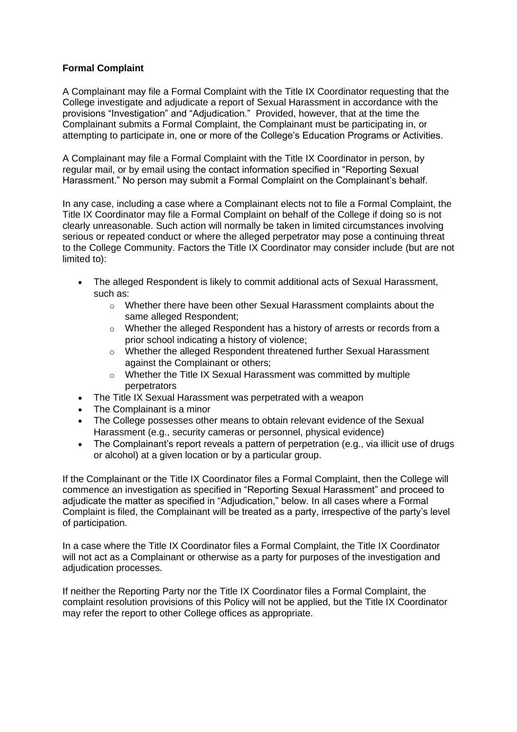**Formal Complaint**

A Complainant may file a Formal Complaint with the Title IX Coordinator requesting that the College investigate and adjudicate a report of Sexual Harassment in accordance with the provisions "Investigation" and "Adjudication." Provided, however, that at the time the Complainant submits a Formal Complaint, the Complainant must be participating in, or attempting to participate in, one or more of the College's Education Programs or Activities.

A Complainant may file a Formal Complaint with the Title IX Coordinator in person, by regular mail, or by email using the contact information specified in "Reporting Sexual Harassment." No person may submit a Formal Complaint on the Complainant's behalf.

In any case, including a case where a Complainant elects not to file a Formal Complaint, the Title IX Coordinator may file a Formal Complaint on behalf of the College if doing so is not clearly unreasonable. Such action will normally be taken in limited circumstances involving serious or repeated conduct or where the alleged perpetrator may pose a continuing threat to the College Community. Factors the Title IX Coordinator may consider include (but are not limited to):

- The alleged Respondent is likely to commit additional acts of Sexual Harassment, such as:
  - Whether there have been other Sexual Harassment complaints about the same alleged Respondent;
  - Whether the alleged Respondent has a history of arrests or records from a prior school indicating a history of violence;
  - Whether the alleged Respondent threatened further Sexual Harassment against the Complainant or others;
  - Whether the Title IX Sexual Harassment was committed by multiple perpetrators
- The Title IX Sexual Harassment was perpetrated with a weapon
- The Complainant is a minor
- The College possesses other means to obtain relevant evidence of the Sexual Harassment (e.g., security cameras or personnel, physical evidence)
- The Complainant's report reveals a pattern of perpetration (e.g., via illicit use of drugs or alcohol) at a given location or by a particular group.

If the Complainant or the Title IX Coordinator files a Formal Complaint, then the College will commence an investigation as specified in "Reporting Sexual Harassment" and proceed to adjudicate the matter as specified in "Adjudication," below. In all cases where a Formal Complaint is filed, the Complainant will be treated as a party, irrespective of the party's level of participation.

In a case where the Title IX Coordinator files a Formal Complaint, the Title IX Coordinator will not act as a Complainant or otherwise as a party for purposes of the investigation and adjudication processes.

If neither the Reporting Party nor the Title IX Coordinator files a Formal Complaint, the complaint resolution provisions of this Policy will not be applied, but the Title IX Coordinator may refer the report to other College offices as appropriate.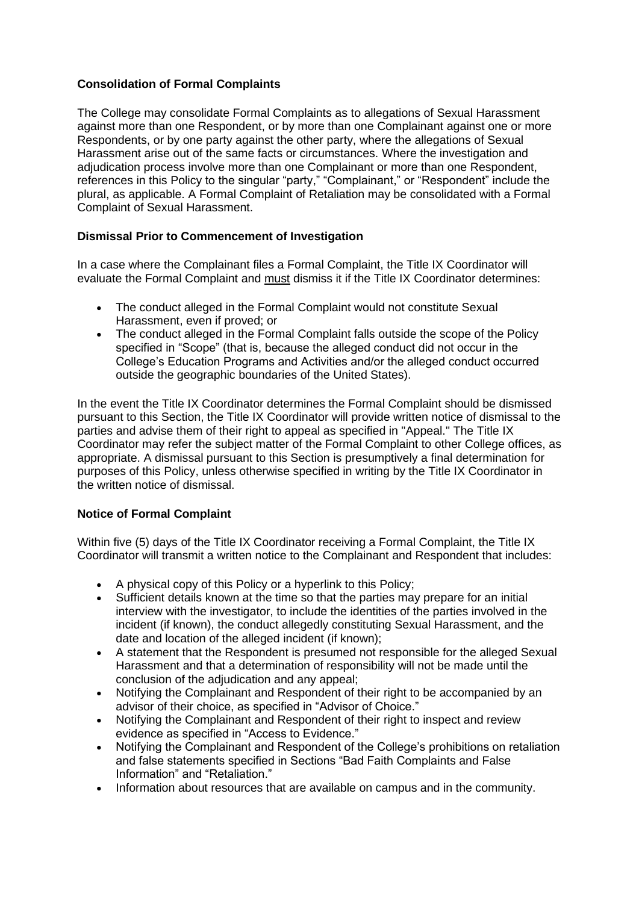**Consolidation of Formal Complaints**

The College may consolidate Formal Complaints as to allegations of Sexual Harassment against more than one Respondent, or by more than one Complainant against one or more Respondents, or by one party against the other party, where the allegations of Sexual Harassment arise out of the same facts or circumstances. Where the investigation and adjudication process involve more than one Complainant or more than one Respondent, references in this Policy to the singular "party," "Complainant," or "Respondent" include the plural, as applicable. A Formal Complaint of Retaliation may be consolidated with a Formal Complaint of Sexual Harassment.

**Dismissal Prior to Commencement of Investigation**

In a case where the Complainant files a Formal Complaint, the Title IX Coordinator will evaluate the Formal Complaint and <u>must</u> dismiss it if the Title IX Coordinator determines:

- The conduct alleged in the Formal Complaint would not constitute Sexual Harassment, even if proved; or
- The conduct alleged in the Formal Complaint falls outside the scope of the Policy specified in "Scope" (that is, because the alleged conduct did not occur in the College's Education Programs and Activities and/or the alleged conduct occurred outside the geographic boundaries of the United States).

In the event the Title IX Coordinator determines the Formal Complaint should be dismissed pursuant to this Section, the Title IX Coordinator will provide written notice of dismissal to the parties and advise them of their right to appeal as specified in "Appeal." The Title IX Coordinator may refer the subject matter of the Formal Complaint to other College offices, as appropriate. A dismissal pursuant to this Section is presumptively a final determination for purposes of this Policy, unless otherwise specified in writing by the Title IX Coordinator in the written notice of dismissal.

**Notice of Formal Complaint**

Within five (5) days of the Title IX Coordinator receiving a Formal Complaint, the Title IX Coordinator will transmit a written notice to the Complainant and Respondent that includes:

- A physical copy of this Policy or a hyperlink to this Policy;
- Sufficient details known at the time so that the parties may prepare for an initial interview with the investigator, to include the identities of the parties involved in the incident (if known), the conduct allegedly constituting Sexual Harassment, and the date and location of the alleged incident (if known);
- A statement that the Respondent is presumed not responsible for the alleged Sexual Harassment and that a determination of responsibility will not be made until the conclusion of the adjudication and any appeal;
- Notifying the Complainant and Respondent of their right to be accompanied by an advisor of their choice, as specified in "Advisor of Choice."
- Notifying the Complainant and Respondent of their right to inspect and review evidence as specified in "Access to Evidence."
- Notifying the Complainant and Respondent of the College's prohibitions on retaliation and false statements specified in Sections "Bad Faith Complaints and False Information" and "Retaliation."
- Information about resources that are available on campus and in the community.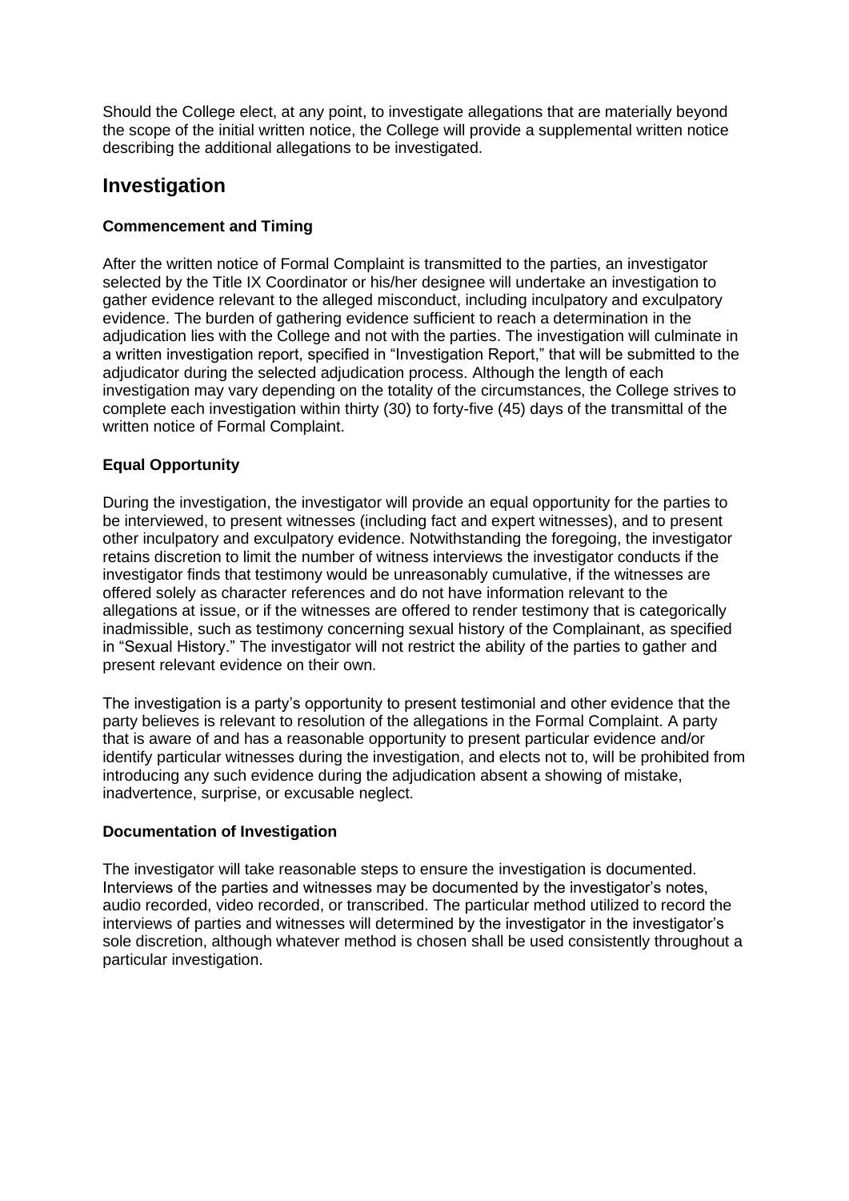Should the College elect, at any point, to investigate allegations that are materially beyond the scope of the initial written notice, the College will provide a supplemental written notice describing the additional allegations to be investigated.

## Investigation

### Commencement and Timing

After the written notice of Formal Complaint is transmitted to the parties, an investigator selected by the Title IX Coordinator or his/her designee will undertake an investigation to gather evidence relevant to the alleged misconduct, including inculpatory and exculpatory evidence. The burden of gathering evidence sufficient to reach a determination in the adjudication lies with the College and not with the parties. The investigation will culminate in a written investigation report, specified in "Investigation Report," that will be submitted to the adjudicator during the selected adjudication process. Although the length of each investigation may vary depending on the totality of the circumstances, the College strives to complete each investigation within thirty (30) to forty-five (45) days of the transmittal of the written notice of Formal Complaint.

### Equal Opportunity

During the investigation, the investigator will provide an equal opportunity for the parties to be interviewed, to present witnesses (including fact and expert witnesses), and to present other inculpatory and exculpatory evidence. Notwithstanding the foregoing, the investigator retains discretion to limit the number of witness interviews the investigator conducts if the investigator finds that testimony would be unreasonably cumulative, if the witnesses are offered solely as character references and do not have information relevant to the allegations at issue, or if the witnesses are offered to render testimony that is categorically inadmissible, such as testimony concerning sexual history of the Complainant, as specified in "Sexual History." The investigator will not restrict the ability of the parties to gather and present relevant evidence on their own.

The investigation is a party's opportunity to present testimonial and other evidence that the party believes is relevant to resolution of the allegations in the Formal Complaint. A party that is aware of and has a reasonable opportunity to present particular evidence and/or identify particular witnesses during the investigation, and elects not to, will be prohibited from introducing any such evidence during the adjudication absent a showing of mistake, inadvertence, surprise, or excusable neglect.

### Documentation of Investigation

The investigator will take reasonable steps to ensure the investigation is documented. Interviews of the parties and witnesses may be documented by the investigator's notes, audio recorded, video recorded, or transcribed. The particular method utilized to record the interviews of parties and witnesses will determined by the investigator in the investigator's sole discretion, although whatever method is chosen shall be used consistently throughout a particular investigation.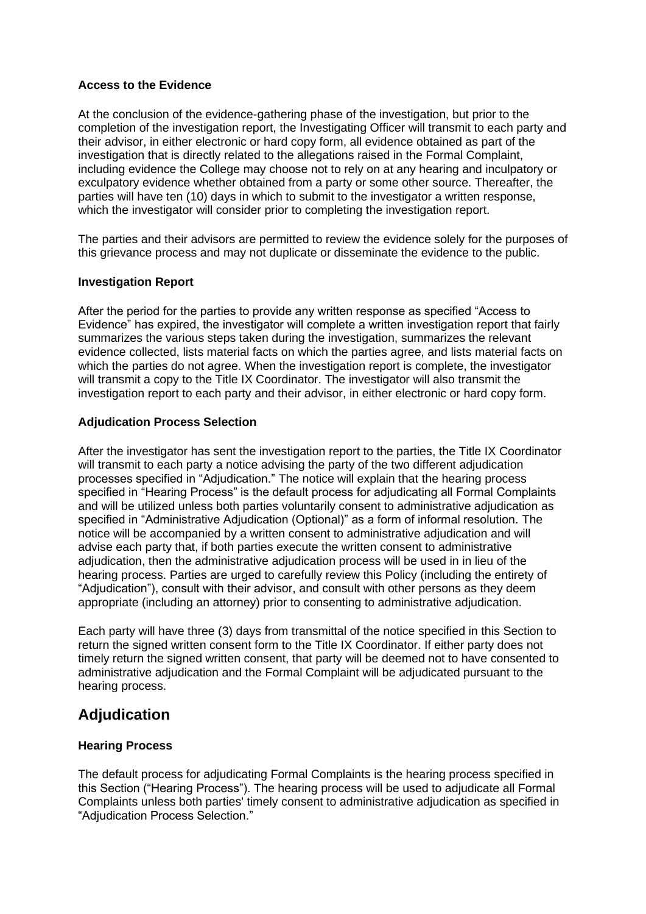**Access to the Evidence**

At the conclusion of the evidence-gathering phase of the investigation, but prior to the completion of the investigation report, the Investigating Officer will transmit to each party and their advisor, in either electronic or hard copy form, all evidence obtained as part of the investigation that is directly related to the allegations raised in the Formal Complaint, including evidence the College may choose not to rely on at any hearing and inculpatory or exculpatory evidence whether obtained from a party or some other source. Thereafter, the parties will have ten (10) days in which to submit to the investigator a written response, which the investigator will consider prior to completing the investigation report.

The parties and their advisors are permitted to review the evidence solely for the purposes of this grievance process and may not duplicate or disseminate the evidence to the public.

**Investigation Report**

After the period for the parties to provide any written response as specified "Access to Evidence" has expired, the investigator will complete a written investigation report that fairly summarizes the various steps taken during the investigation, summarizes the relevant evidence collected, lists material facts on which the parties agree, and lists material facts on which the parties do not agree. When the investigation report is complete, the investigator will transmit a copy to the Title IX Coordinator. The investigator will also transmit the investigation report to each party and their advisor, in either electronic or hard copy form.

**Adjudication Process Selection**

After the investigator has sent the investigation report to the parties, the Title IX Coordinator will transmit to each party a notice advising the party of the two different adjudication processes specified in "Adjudication." The notice will explain that the hearing process specified in "Hearing Process" is the default process for adjudicating all Formal Complaints and will be utilized unless both parties voluntarily consent to administrative adjudication as specified in "Administrative Adjudication (Optional)" as a form of informal resolution. The notice will be accompanied by a written consent to administrative adjudication and will advise each party that, if both parties execute the written consent to administrative adjudication, then the administrative adjudication process will be used in in lieu of the hearing process. Parties are urged to carefully review this Policy (including the entirety of "Adjudication"), consult with their advisor, and consult with other persons as they deem appropriate (including an attorney) prior to consenting to administrative adjudication.

Each party will have three (3) days from transmittal of the notice specified in this Section to return the signed written consent form to the Title IX Coordinator. If either party does not timely return the signed written consent, that party will be deemed not to have consented to administrative adjudication and the Formal Complaint will be adjudicated pursuant to the hearing process.

## Adjudication

**Hearing Process**

The default process for adjudicating Formal Complaints is the hearing process specified in this Section ("Hearing Process"). The hearing process will be used to adjudicate all Formal Complaints unless both parties' timely consent to administrative adjudication as specified in "Adjudication Process Selection."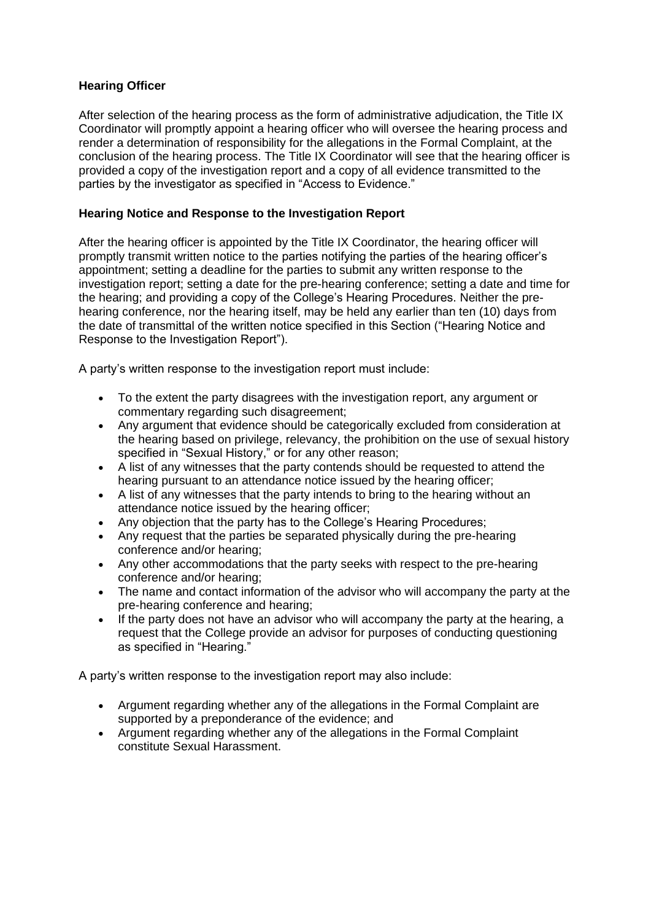**Hearing Officer**

After selection of the hearing process as the form of administrative adjudication, the Title IX Coordinator will promptly appoint a hearing officer who will oversee the hearing process and render a determination of responsibility for the allegations in the Formal Complaint, at the conclusion of the hearing process. The Title IX Coordinator will see that the hearing officer is provided a copy of the investigation report and a copy of all evidence transmitted to the parties by the investigator as specified in "Access to Evidence."

**Hearing Notice and Response to the Investigation Report**

After the hearing officer is appointed by the Title IX Coordinator, the hearing officer will promptly transmit written notice to the parties notifying the parties of the hearing officer's appointment; setting a deadline for the parties to submit any written response to the investigation report; setting a date for the pre-hearing conference; setting a date and time for the hearing; and providing a copy of the College's Hearing Procedures. Neither the pre-hearing conference, nor the hearing itself, may be held any earlier than ten (10) days from the date of transmittal of the written notice specified in this Section ("Hearing Notice and Response to the Investigation Report").

A party's written response to the investigation report must include:

- To the extent the party disagrees with the investigation report, any argument or commentary regarding such disagreement;
- Any argument that evidence should be categorically excluded from consideration at the hearing based on privilege, relevancy, the prohibition on the use of sexual history specified in "Sexual History," or for any other reason;
- A list of any witnesses that the party contends should be requested to attend the hearing pursuant to an attendance notice issued by the hearing officer;
- A list of any witnesses that the party intends to bring to the hearing without an attendance notice issued by the hearing officer;
- Any objection that the party has to the College's Hearing Procedures;
- Any request that the parties be separated physically during the pre-hearing conference and/or hearing;
- Any other accommodations that the party seeks with respect to the pre-hearing conference and/or hearing;
- The name and contact information of the advisor who will accompany the party at the pre-hearing conference and hearing;
- If the party does not have an advisor who will accompany the party at the hearing, a request that the College provide an advisor for purposes of conducting questioning as specified in "Hearing."

A party's written response to the investigation report may also include:

- Argument regarding whether any of the allegations in the Formal Complaint are supported by a preponderance of the evidence; and
- Argument regarding whether any of the allegations in the Formal Complaint constitute Sexual Harassment.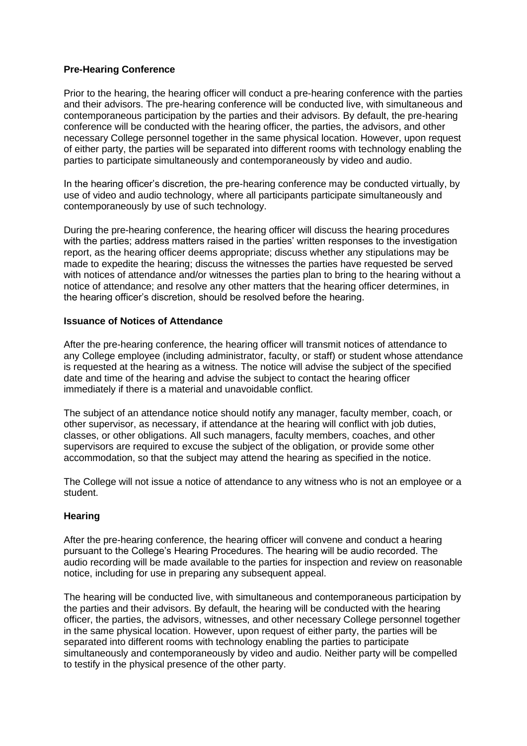### Pre-Hearing Conference

Prior to the hearing, the hearing officer will conduct a pre-hearing conference with the parties and their advisors. The pre-hearing conference will be conducted live, with simultaneous and contemporaneous participation by the parties and their advisors. By default, the pre-hearing conference will be conducted with the hearing officer, the parties, the advisors, and other necessary College personnel together in the same physical location. However, upon request of either party, the parties will be separated into different rooms with technology enabling the parties to participate simultaneously and contemporaneously by video and audio.

In the hearing officer's discretion, the pre-hearing conference may be conducted virtually, by use of video and audio technology, where all participants participate simultaneously and contemporaneously by use of such technology.

During the pre-hearing conference, the hearing officer will discuss the hearing procedures with the parties; address matters raised in the parties' written responses to the investigation report, as the hearing officer deems appropriate; discuss whether any stipulations may be made to expedite the hearing; discuss the witnesses the parties have requested be served with notices of attendance and/or witnesses the parties plan to bring to the hearing without a notice of attendance; and resolve any other matters that the hearing officer determines, in the hearing officer's discretion, should be resolved before the hearing.

### Issuance of Notices of Attendance

After the pre-hearing conference, the hearing officer will transmit notices of attendance to any College employee (including administrator, faculty, or staff) or student whose attendance is requested at the hearing as a witness. The notice will advise the subject of the specified date and time of the hearing and advise the subject to contact the hearing officer immediately if there is a material and unavoidable conflict.

The subject of an attendance notice should notify any manager, faculty member, coach, or other supervisor, as necessary, if attendance at the hearing will conflict with job duties, classes, or other obligations. All such managers, faculty members, coaches, and other supervisors are required to excuse the subject of the obligation, or provide some other accommodation, so that the subject may attend the hearing as specified in the notice.

The College will not issue a notice of attendance to any witness who is not an employee or a student.

### Hearing

After the pre-hearing conference, the hearing officer will convene and conduct a hearing pursuant to the College's Hearing Procedures. The hearing will be audio recorded. The audio recording will be made available to the parties for inspection and review on reasonable notice, including for use in preparing any subsequent appeal.

The hearing will be conducted live, with simultaneous and contemporaneous participation by the parties and their advisors. By default, the hearing will be conducted with the hearing officer, the parties, the advisors, witnesses, and other necessary College personnel together in the same physical location. However, upon request of either party, the parties will be separated into different rooms with technology enabling the parties to participate simultaneously and contemporaneously by video and audio. Neither party will be compelled to testify in the physical presence of the other party.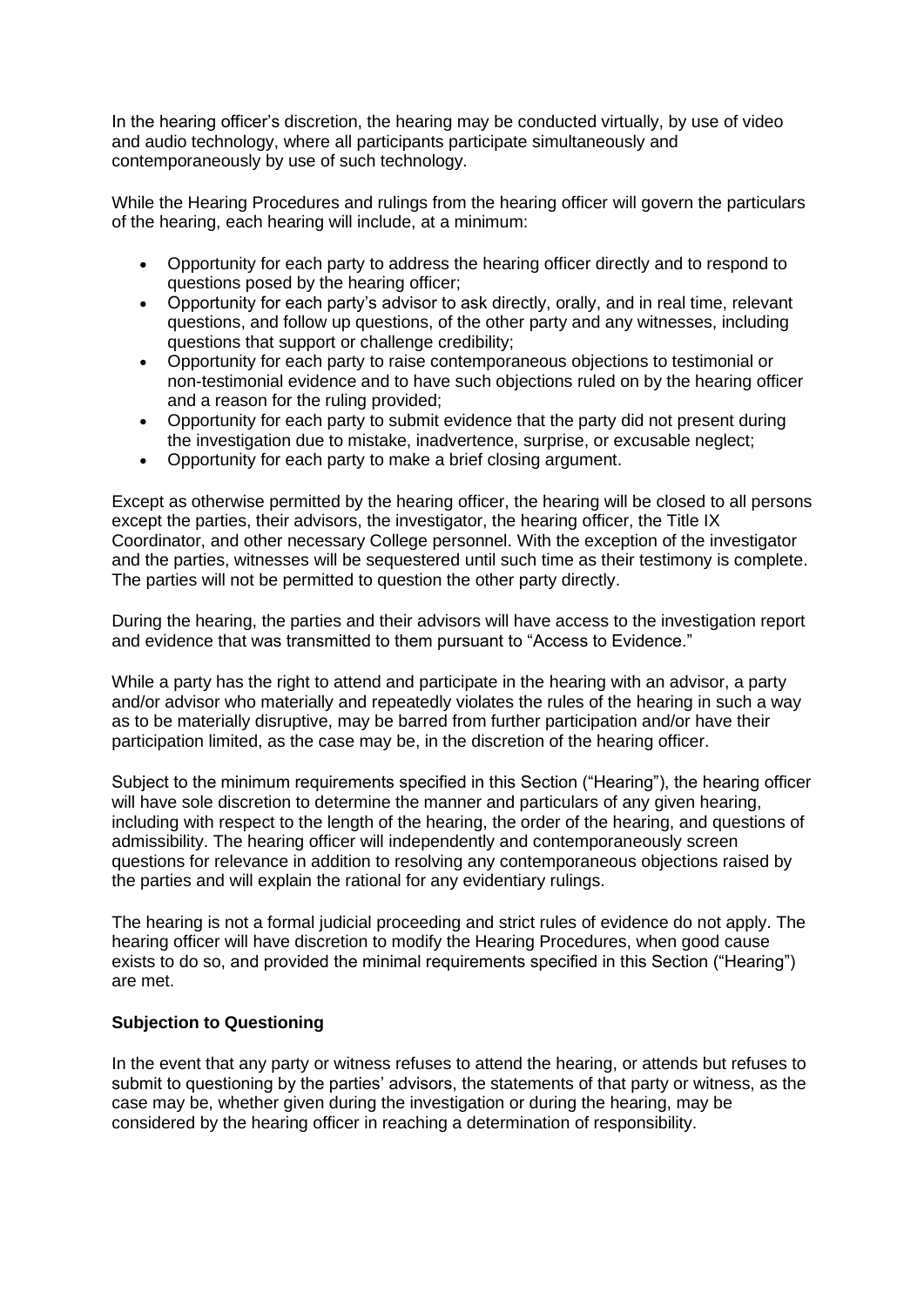In the hearing officer's discretion, the hearing may be conducted virtually, by use of video and audio technology, where all participants participate simultaneously and contemporaneously by use of such technology.

While the Hearing Procedures and rulings from the hearing officer will govern the particulars of the hearing, each hearing will include, at a minimum:

- Opportunity for each party to address the hearing officer directly and to respond to questions posed by the hearing officer;
- Opportunity for each party's advisor to ask directly, orally, and in real time, relevant questions, and follow up questions, of the other party and any witnesses, including questions that support or challenge credibility;
- Opportunity for each party to raise contemporaneous objections to testimonial or non-testimonial evidence and to have such objections ruled on by the hearing officer and a reason for the ruling provided;
- Opportunity for each party to submit evidence that the party did not present during the investigation due to mistake, inadvertence, surprise, or excusable neglect;
- Opportunity for each party to make a brief closing argument.

Except as otherwise permitted by the hearing officer, the hearing will be closed to all persons except the parties, their advisors, the investigator, the hearing officer, the Title IX Coordinator, and other necessary College personnel. With the exception of the investigator and the parties, witnesses will be sequestered until such time as their testimony is complete. The parties will not be permitted to question the other party directly.

During the hearing, the parties and their advisors will have access to the investigation report and evidence that was transmitted to them pursuant to "Access to Evidence."

While a party has the right to attend and participate in the hearing with an advisor, a party and/or advisor who materially and repeatedly violates the rules of the hearing in such a way as to be materially disruptive, may be barred from further participation and/or have their participation limited, as the case may be, in the discretion of the hearing officer.

Subject to the minimum requirements specified in this Section ("Hearing"), the hearing officer will have sole discretion to determine the manner and particulars of any given hearing, including with respect to the length of the hearing, the order of the hearing, and questions of admissibility. The hearing officer will independently and contemporaneously screen questions for relevance in addition to resolving any contemporaneous objections raised by the parties and will explain the rational for any evidentiary rulings.

The hearing is not a formal judicial proceeding and strict rules of evidence do not apply. The hearing officer will have discretion to modify the Hearing Procedures, when good cause exists to do so, and provided the minimal requirements specified in this Section ("Hearing") are met.

**Subjection to Questioning**

In the event that any party or witness refuses to attend the hearing, or attends but refuses to submit to questioning by the parties' advisors, the statements of that party or witness, as the case may be, whether given during the investigation or during the hearing, may be considered by the hearing officer in reaching a determination of responsibility.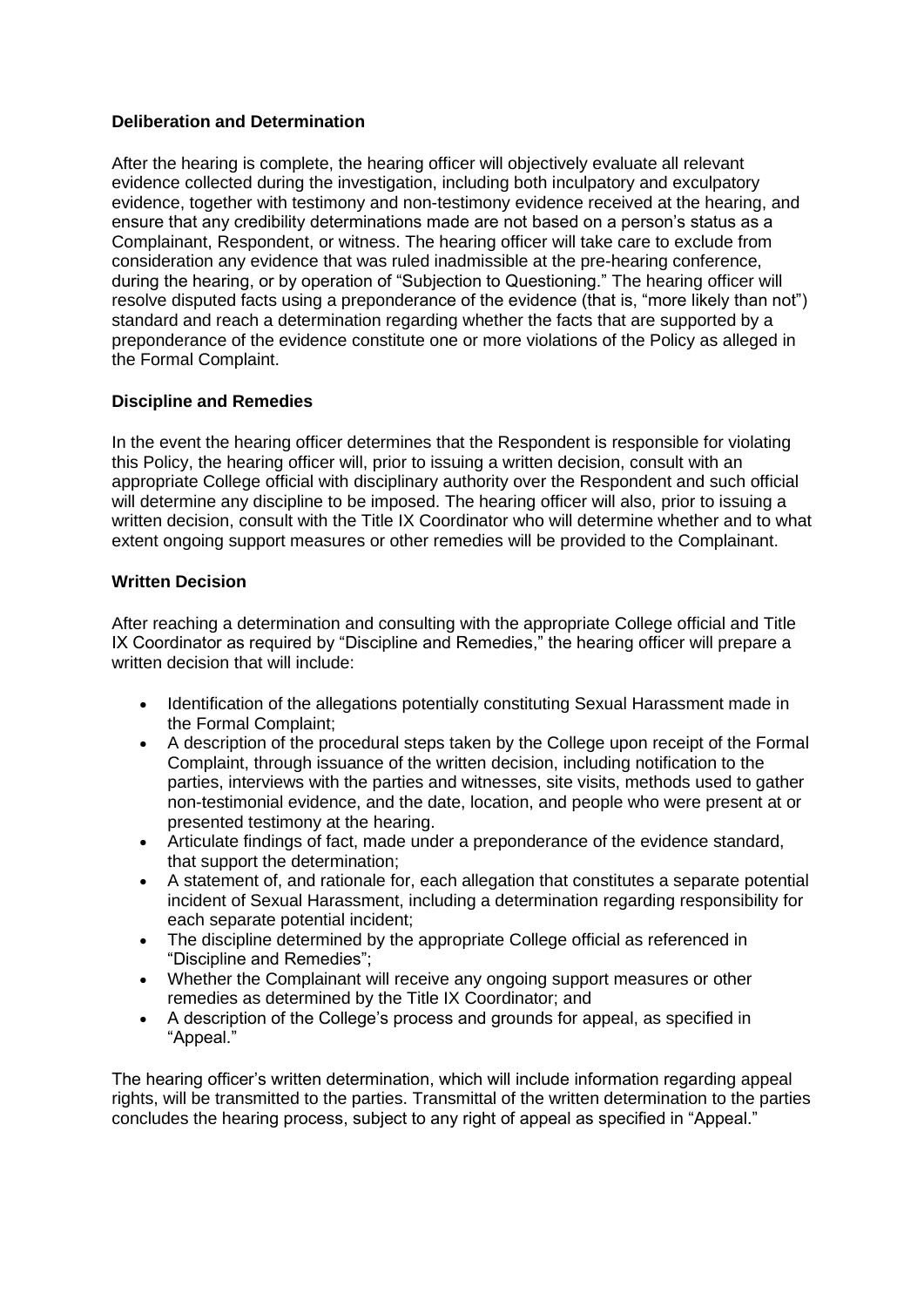**Deliberation and Determination**

After the hearing is complete, the hearing officer will objectively evaluate all relevant evidence collected during the investigation, including both inculpatory and exculpatory evidence, together with testimony and non-testimony evidence received at the hearing, and ensure that any credibility determinations made are not based on a person's status as a Complainant, Respondent, or witness. The hearing officer will take care to exclude from consideration any evidence that was ruled inadmissible at the pre-hearing conference, during the hearing, or by operation of "Subjection to Questioning." The hearing officer will resolve disputed facts using a preponderance of the evidence (that is, "more likely than not") standard and reach a determination regarding whether the facts that are supported by a preponderance of the evidence constitute one or more violations of the Policy as alleged in the Formal Complaint.

**Discipline and Remedies**

In the event the hearing officer determines that the Respondent is responsible for violating this Policy, the hearing officer will, prior to issuing a written decision, consult with an appropriate College official with disciplinary authority over the Respondent and such official will determine any discipline to be imposed. The hearing officer will also, prior to issuing a written decision, consult with the Title IX Coordinator who will determine whether and to what extent ongoing support measures or other remedies will be provided to the Complainant.

**Written Decision**

After reaching a determination and consulting with the appropriate College official and Title IX Coordinator as required by "Discipline and Remedies," the hearing officer will prepare a written decision that will include:

- Identification of the allegations potentially constituting Sexual Harassment made in the Formal Complaint;
- A description of the procedural steps taken by the College upon receipt of the Formal Complaint, through issuance of the written decision, including notification to the parties, interviews with the parties and witnesses, site visits, methods used to gather non-testimonial evidence, and the date, location, and people who were present at or presented testimony at the hearing.
- Articulate findings of fact, made under a preponderance of the evidence standard, that support the determination;
- A statement of, and rationale for, each allegation that constitutes a separate potential incident of Sexual Harassment, including a determination regarding responsibility for each separate potential incident;
- The discipline determined by the appropriate College official as referenced in "Discipline and Remedies";
- Whether the Complainant will receive any ongoing support measures or other remedies as determined by the Title IX Coordinator; and
- A description of the College's process and grounds for appeal, as specified in "Appeal."

The hearing officer's written determination, which will include information regarding appeal rights, will be transmitted to the parties. Transmittal of the written determination to the parties concludes the hearing process, subject to any right of appeal as specified in "Appeal."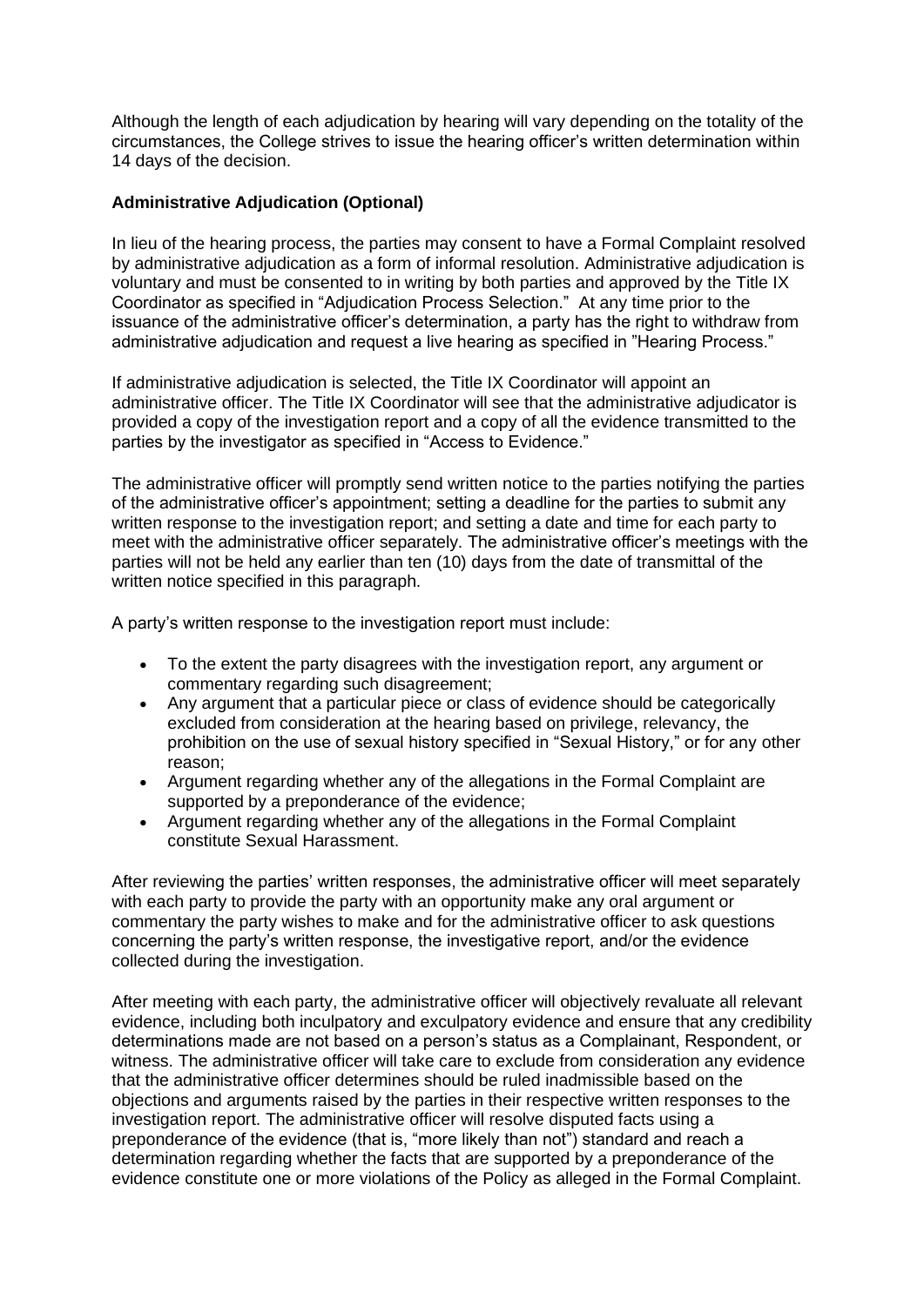Although the length of each adjudication by hearing will vary depending on the totality of the circumstances, the College strives to issue the hearing officer's written determination within 14 days of the decision.

**Administrative Adjudication (Optional)**

In lieu of the hearing process, the parties may consent to have a Formal Complaint resolved by administrative adjudication as a form of informal resolution. Administrative adjudication is voluntary and must be consented to in writing by both parties and approved by the Title IX Coordinator as specified in "Adjudication Process Selection." At any time prior to the issuance of the administrative officer's determination, a party has the right to withdraw from administrative adjudication and request a live hearing as specified in "Hearing Process."

If administrative adjudication is selected, the Title IX Coordinator will appoint an administrative officer. The Title IX Coordinator will see that the administrative adjudicator is provided a copy of the investigation report and a copy of all the evidence transmitted to the parties by the investigator as specified in "Access to Evidence."

The administrative officer will promptly send written notice to the parties notifying the parties of the administrative officer's appointment; setting a deadline for the parties to submit any written response to the investigation report; and setting a date and time for each party to meet with the administrative officer separately. The administrative officer's meetings with the parties will not be held any earlier than ten (10) days from the date of transmittal of the written notice specified in this paragraph.

A party's written response to the investigation report must include:

- To the extent the party disagrees with the investigation report, any argument or commentary regarding such disagreement;
- Any argument that a particular piece or class of evidence should be categorically excluded from consideration at the hearing based on privilege, relevancy, the prohibition on the use of sexual history specified in "Sexual History," or for any other reason;
- Argument regarding whether any of the allegations in the Formal Complaint are supported by a preponderance of the evidence;
- Argument regarding whether any of the allegations in the Formal Complaint constitute Sexual Harassment.

After reviewing the parties' written responses, the administrative officer will meet separately with each party to provide the party with an opportunity make any oral argument or commentary the party wishes to make and for the administrative officer to ask questions concerning the party's written response, the investigative report, and/or the evidence collected during the investigation.

After meeting with each party, the administrative officer will objectively revaluate all relevant evidence, including both inculpatory and exculpatory evidence and ensure that any credibility determinations made are not based on a person's status as a Complainant, Respondent, or witness. The administrative officer will take care to exclude from consideration any evidence that the administrative officer determines should be ruled inadmissible based on the objections and arguments raised by the parties in their respective written responses to the investigation report. The administrative officer will resolve disputed facts using a preponderance of the evidence (that is, "more likely than not") standard and reach a determination regarding whether the facts that are supported by a preponderance of the evidence constitute one or more violations of the Policy as alleged in the Formal Complaint.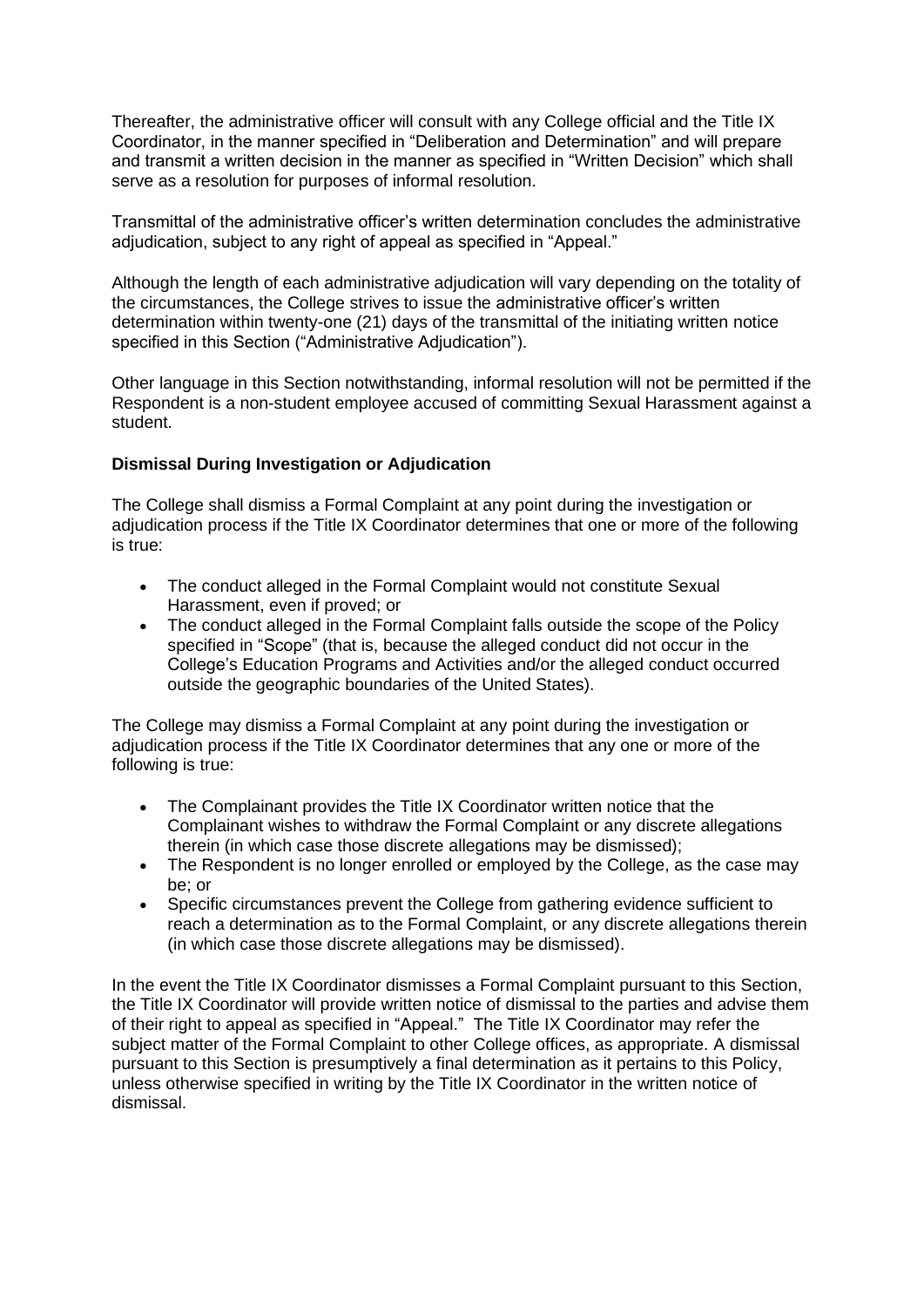Thereafter, the administrative officer will consult with any College official and the Title IX Coordinator, in the manner specified in "Deliberation and Determination" and will prepare and transmit a written decision in the manner as specified in "Written Decision" which shall serve as a resolution for purposes of informal resolution.

Transmittal of the administrative officer's written determination concludes the administrative adjudication, subject to any right of appeal as specified in "Appeal."

Although the length of each administrative adjudication will vary depending on the totality of the circumstances, the College strives to issue the administrative officer's written determination within twenty-one (21) days of the transmittal of the initiating written notice specified in this Section ("Administrative Adjudication").

Other language in this Section notwithstanding, informal resolution will not be permitted if the Respondent is a non-student employee accused of committing Sexual Harassment against a student.

**Dismissal During Investigation or Adjudication**

The College shall dismiss a Formal Complaint at any point during the investigation or adjudication process if the Title IX Coordinator determines that one or more of the following is true:

- The conduct alleged in the Formal Complaint would not constitute Sexual Harassment, even if proved; or
- The conduct alleged in the Formal Complaint falls outside the scope of the Policy specified in "Scope" (that is, because the alleged conduct did not occur in the College's Education Programs and Activities and/or the alleged conduct occurred outside the geographic boundaries of the United States).

The College may dismiss a Formal Complaint at any point during the investigation or adjudication process if the Title IX Coordinator determines that any one or more of the following is true:

- The Complainant provides the Title IX Coordinator written notice that the Complainant wishes to withdraw the Formal Complaint or any discrete allegations therein (in which case those discrete allegations may be dismissed);
- The Respondent is no longer enrolled or employed by the College, as the case may be; or
- Specific circumstances prevent the College from gathering evidence sufficient to reach a determination as to the Formal Complaint, or any discrete allegations therein (in which case those discrete allegations may be dismissed).

In the event the Title IX Coordinator dismisses a Formal Complaint pursuant to this Section, the Title IX Coordinator will provide written notice of dismissal to the parties and advise them of their right to appeal as specified in "Appeal." The Title IX Coordinator may refer the subject matter of the Formal Complaint to other College offices, as appropriate. A dismissal pursuant to this Section is presumptively a final determination as it pertains to this Policy, unless otherwise specified in writing by the Title IX Coordinator in the written notice of dismissal.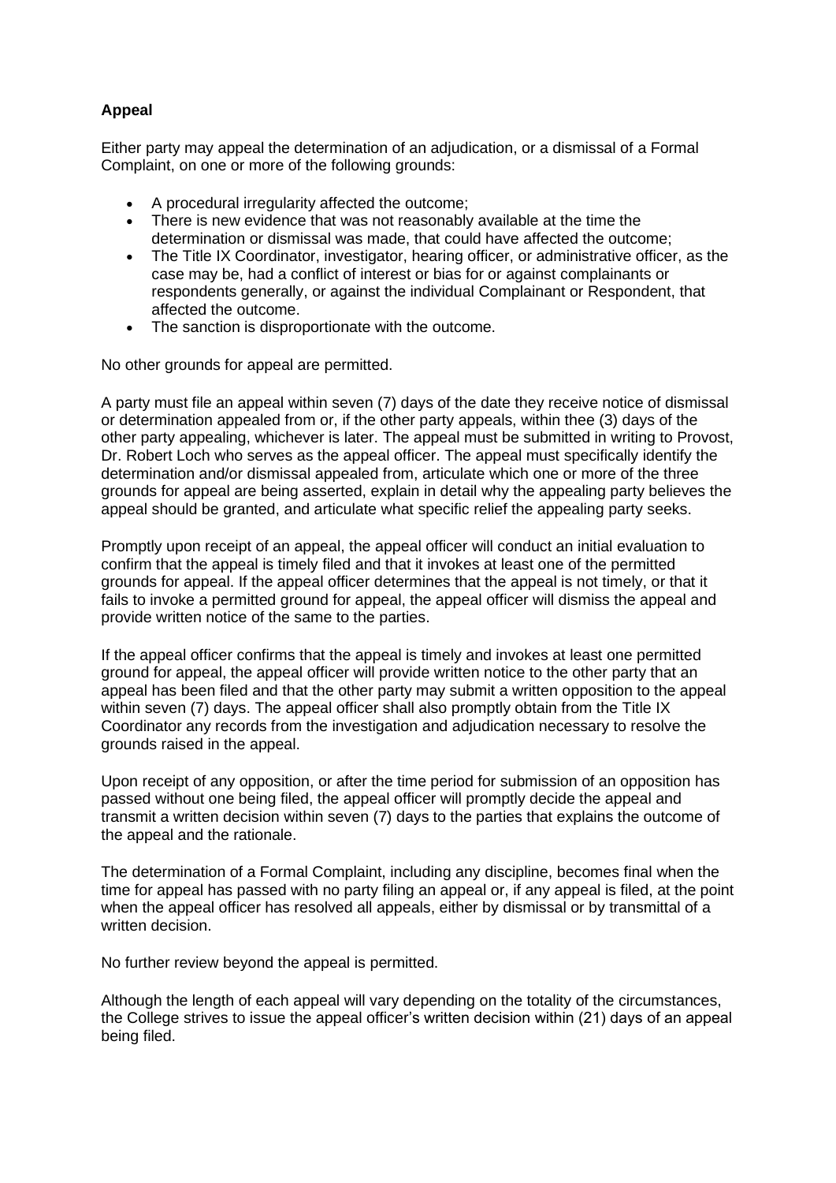**Appeal**

Either party may appeal the determination of an adjudication, or a dismissal of a Formal Complaint, on one or more of the following grounds:

- A procedural irregularity affected the outcome;
- There is new evidence that was not reasonably available at the time the determination or dismissal was made, that could have affected the outcome;
- The Title IX Coordinator, investigator, hearing officer, or administrative officer, as the case may be, had a conflict of interest or bias for or against complainants or respondents generally, or against the individual Complainant or Respondent, that affected the outcome.
- The sanction is disproportionate with the outcome.

No other grounds for appeal are permitted.

A party must file an appeal within seven (7) days of the date they receive notice of dismissal or determination appealed from or, if the other party appeals, within thee (3) days of the other party appealing, whichever is later. The appeal must be submitted in writing to Provost, Dr. Robert Loch who serves as the appeal officer. The appeal must specifically identify the determination and/or dismissal appealed from, articulate which one or more of the three grounds for appeal are being asserted, explain in detail why the appealing party believes the appeal should be granted, and articulate what specific relief the appealing party seeks.

Promptly upon receipt of an appeal, the appeal officer will conduct an initial evaluation to confirm that the appeal is timely filed and that it invokes at least one of the permitted grounds for appeal. If the appeal officer determines that the appeal is not timely, or that it fails to invoke a permitted ground for appeal, the appeal officer will dismiss the appeal and provide written notice of the same to the parties.

If the appeal officer confirms that the appeal is timely and invokes at least one permitted ground for appeal, the appeal officer will provide written notice to the other party that an appeal has been filed and that the other party may submit a written opposition to the appeal within seven (7) days. The appeal officer shall also promptly obtain from the Title IX Coordinator any records from the investigation and adjudication necessary to resolve the grounds raised in the appeal.

Upon receipt of any opposition, or after the time period for submission of an opposition has passed without one being filed, the appeal officer will promptly decide the appeal and transmit a written decision within seven (7) days to the parties that explains the outcome of the appeal and the rationale.

The determination of a Formal Complaint, including any discipline, becomes final when the time for appeal has passed with no party filing an appeal or, if any appeal is filed, at the point when the appeal officer has resolved all appeals, either by dismissal or by transmittal of a written decision.

No further review beyond the appeal is permitted.

Although the length of each appeal will vary depending on the totality of the circumstances, the College strives to issue the appeal officer's written decision within (21) days of an appeal being filed.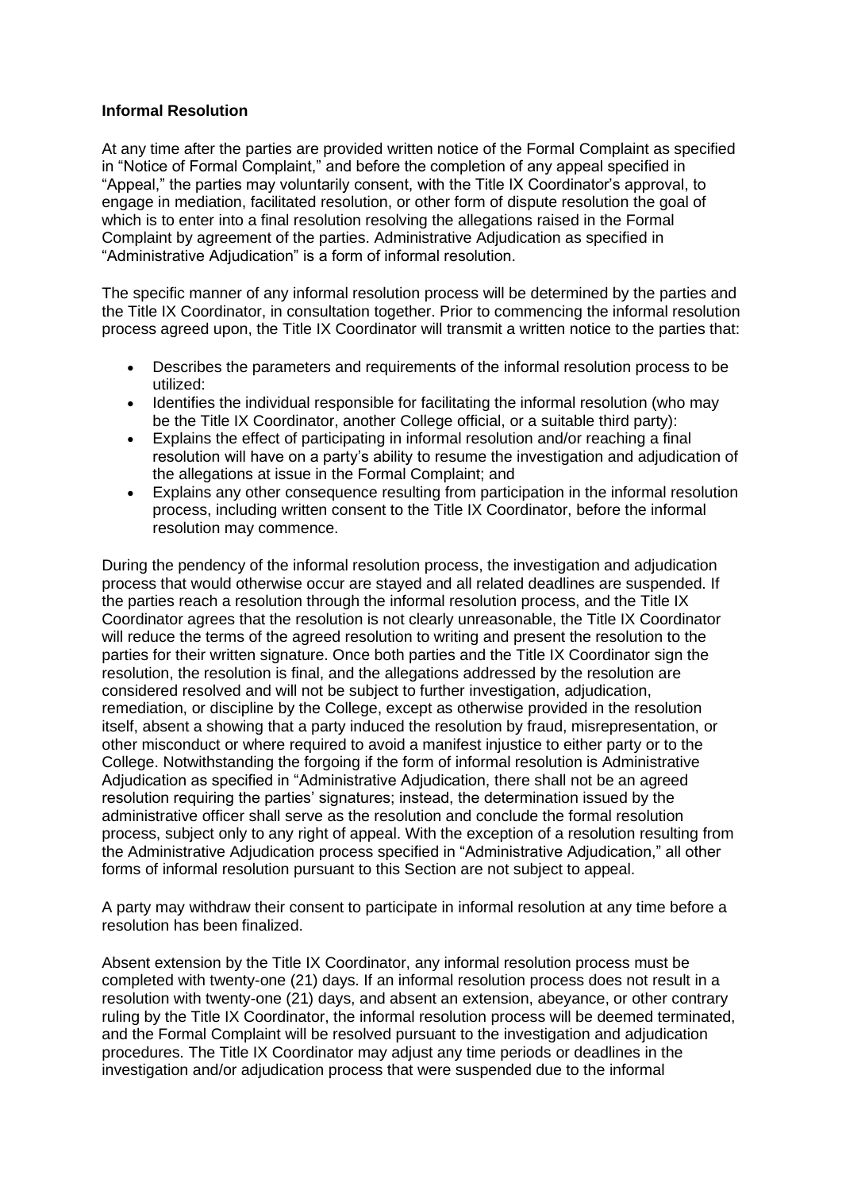**Informal Resolution**

At any time after the parties are provided written notice of the Formal Complaint as specified in "Notice of Formal Complaint," and before the completion of any appeal specified in "Appeal," the parties may voluntarily consent, with the Title IX Coordinator's approval, to engage in mediation, facilitated resolution, or other form of dispute resolution the goal of which is to enter into a final resolution resolving the allegations raised in the Formal Complaint by agreement of the parties. Administrative Adjudication as specified in "Administrative Adjudication" is a form of informal resolution.

The specific manner of any informal resolution process will be determined by the parties and the Title IX Coordinator, in consultation together. Prior to commencing the informal resolution process agreed upon, the Title IX Coordinator will transmit a written notice to the parties that:

- Describes the parameters and requirements of the informal resolution process to be utilized:
- Identifies the individual responsible for facilitating the informal resolution (who may be the Title IX Coordinator, another College official, or a suitable third party):
- Explains the effect of participating in informal resolution and/or reaching a final resolution will have on a party's ability to resume the investigation and adjudication of the allegations at issue in the Formal Complaint; and
- Explains any other consequence resulting from participation in the informal resolution process, including written consent to the Title IX Coordinator, before the informal resolution may commence.

During the pendency of the informal resolution process, the investigation and adjudication process that would otherwise occur are stayed and all related deadlines are suspended. If the parties reach a resolution through the informal resolution process, and the Title IX Coordinator agrees that the resolution is not clearly unreasonable, the Title IX Coordinator will reduce the terms of the agreed resolution to writing and present the resolution to the parties for their written signature. Once both parties and the Title IX Coordinator sign the resolution, the resolution is final, and the allegations addressed by the resolution are considered resolved and will not be subject to further investigation, adjudication, remediation, or discipline by the College, except as otherwise provided in the resolution itself, absent a showing that a party induced the resolution by fraud, misrepresentation, or other misconduct or where required to avoid a manifest injustice to either party or to the College. Notwithstanding the forgoing if the form of informal resolution is Administrative Adjudication as specified in "Administrative Adjudication, there shall not be an agreed resolution requiring the parties' signatures; instead, the determination issued by the administrative officer shall serve as the resolution and conclude the formal resolution process, subject only to any right of appeal. With the exception of a resolution resulting from the Administrative Adjudication process specified in "Administrative Adjudication," all other forms of informal resolution pursuant to this Section are not subject to appeal.

A party may withdraw their consent to participate in informal resolution at any time before a resolution has been finalized.

Absent extension by the Title IX Coordinator, any informal resolution process must be completed with twenty-one (21) days. If an informal resolution process does not result in a resolution with twenty-one (21) days, and absent an extension, abeyance, or other contrary ruling by the Title IX Coordinator, the informal resolution process will be deemed terminated, and the Formal Complaint will be resolved pursuant to the investigation and adjudication procedures. The Title IX Coordinator may adjust any time periods or deadlines in the investigation and/or adjudication process that were suspended due to the informal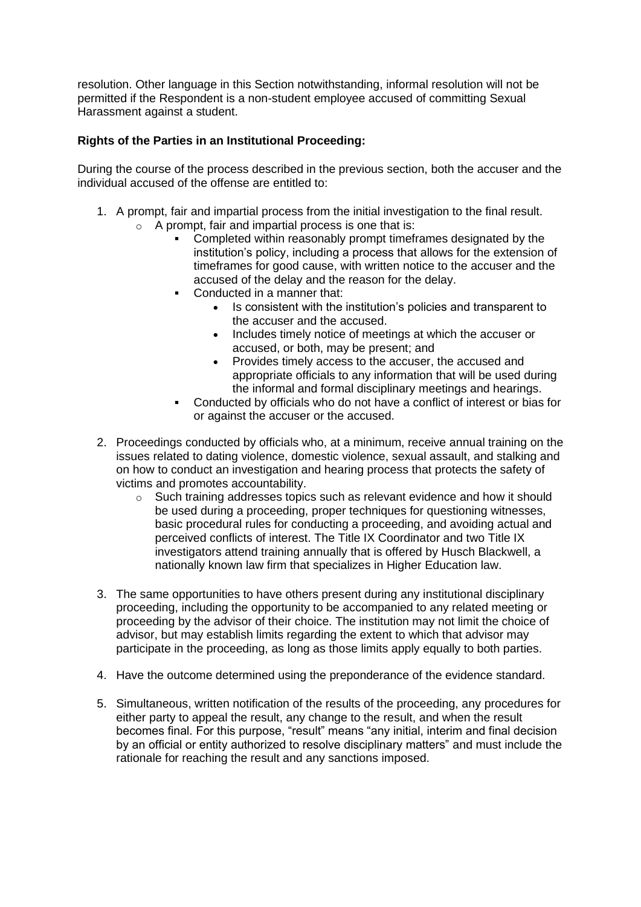resolution. Other language in this Section notwithstanding, informal resolution will not be permitted if the Respondent is a non-student employee accused of committing Sexual Harassment against a student.

**Rights of the Parties in an Institutional Proceeding:**

During the course of the process described in the previous section, both the accuser and the individual accused of the offense are entitled to:

1. A prompt, fair and impartial process from the initial investigation to the final result.
   - A prompt, fair and impartial process is one that is:
     - Completed within reasonably prompt timeframes designated by the institution's policy, including a process that allows for the extension of timeframes for good cause, with written notice to the accuser and the accused of the delay and the reason for the delay.
     - Conducted in a manner that:
       - Is consistent with the institution's policies and transparent to the accuser and the accused.
       - Includes timely notice of meetings at which the accuser or accused, or both, may be present; and
       - Provides timely access to the accuser, the accused and appropriate officials to any information that will be used during the informal and formal disciplinary meetings and hearings.
     - Conducted by officials who do not have a conflict of interest or bias for or against the accuser or the accused.

2. Proceedings conducted by officials who, at a minimum, receive annual training on the issues related to dating violence, domestic violence, sexual assault, and stalking and on how to conduct an investigation and hearing process that protects the safety of victims and promotes accountability.
   - Such training addresses topics such as relevant evidence and how it should be used during a proceeding, proper techniques for questioning witnesses, basic procedural rules for conducting a proceeding, and avoiding actual and perceived conflicts of interest. The Title IX Coordinator and two Title IX investigators attend training annually that is offered by Husch Blackwell, a nationally known law firm that specializes in Higher Education law.

3. The same opportunities to have others present during any institutional disciplinary proceeding, including the opportunity to be accompanied to any related meeting or proceeding by the advisor of their choice. The institution may not limit the choice of advisor, but may establish limits regarding the extent to which that advisor may participate in the proceeding, as long as those limits apply equally to both parties.

4. Have the outcome determined using the preponderance of the evidence standard.

5. Simultaneous, written notification of the results of the proceeding, any procedures for either party to appeal the result, any change to the result, and when the result becomes final. For this purpose, "result" means "any initial, interim and final decision by an official or entity authorized to resolve disciplinary matters" and must include the rationale for reaching the result and any sanctions imposed.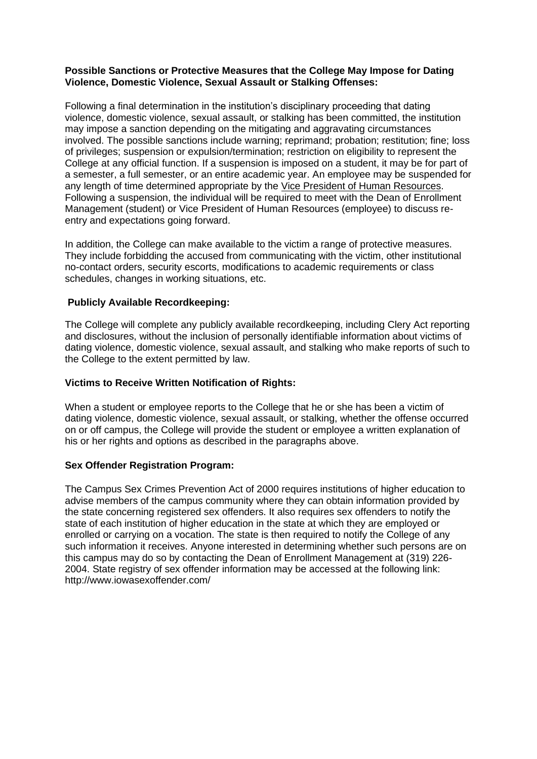**Possible Sanctions or Protective Measures that the College May Impose for Dating Violence, Domestic Violence, Sexual Assault or Stalking Offenses:**

Following a final determination in the institution's disciplinary proceeding that dating violence, domestic violence, sexual assault, or stalking has been committed, the institution may impose a sanction depending on the mitigating and aggravating circumstances involved. The possible sanctions include warning; reprimand; probation; restitution; fine; loss of privileges; suspension or expulsion/termination; restriction on eligibility to represent the College at any official function. If a suspension is imposed on a student, it may be for part of a semester, a full semester, or an entire academic year. An employee may be suspended for any length of time determined appropriate by the Vice President of Human Resources. Following a suspension, the individual will be required to meet with the Dean of Enrollment Management (student) or Vice President of Human Resources (employee) to discuss re-entry and expectations going forward.

In addition, the College can make available to the victim a range of protective measures. They include forbidding the accused from communicating with the victim, other institutional no-contact orders, security escorts, modifications to academic requirements or class schedules, changes in working situations, etc.

**Publicly Available Recordkeeping:**

The College will complete any publicly available recordkeeping, including Clery Act reporting and disclosures, without the inclusion of personally identifiable information about victims of dating violence, domestic violence, sexual assault, and stalking who make reports of such to the College to the extent permitted by law.

**Victims to Receive Written Notification of Rights:**

When a student or employee reports to the College that he or she has been a victim of dating violence, domestic violence, sexual assault, or stalking, whether the offense occurred on or off campus, the College will provide the student or employee a written explanation of his or her rights and options as described in the paragraphs above.

**Sex Offender Registration Program:**

The Campus Sex Crimes Prevention Act of 2000 requires institutions of higher education to advise members of the campus community where they can obtain information provided by the state concerning registered sex offenders. It also requires sex offenders to notify the state of each institution of higher education in the state at which they are employed or enrolled or carrying on a vocation. The state is then required to notify the College of any such information it receives. Anyone interested in determining whether such persons are on this campus may do so by contacting the Dean of Enrollment Management at (319) 226-2004. State registry of sex offender information may be accessed at the following link: http://www.iowasexoffender.com/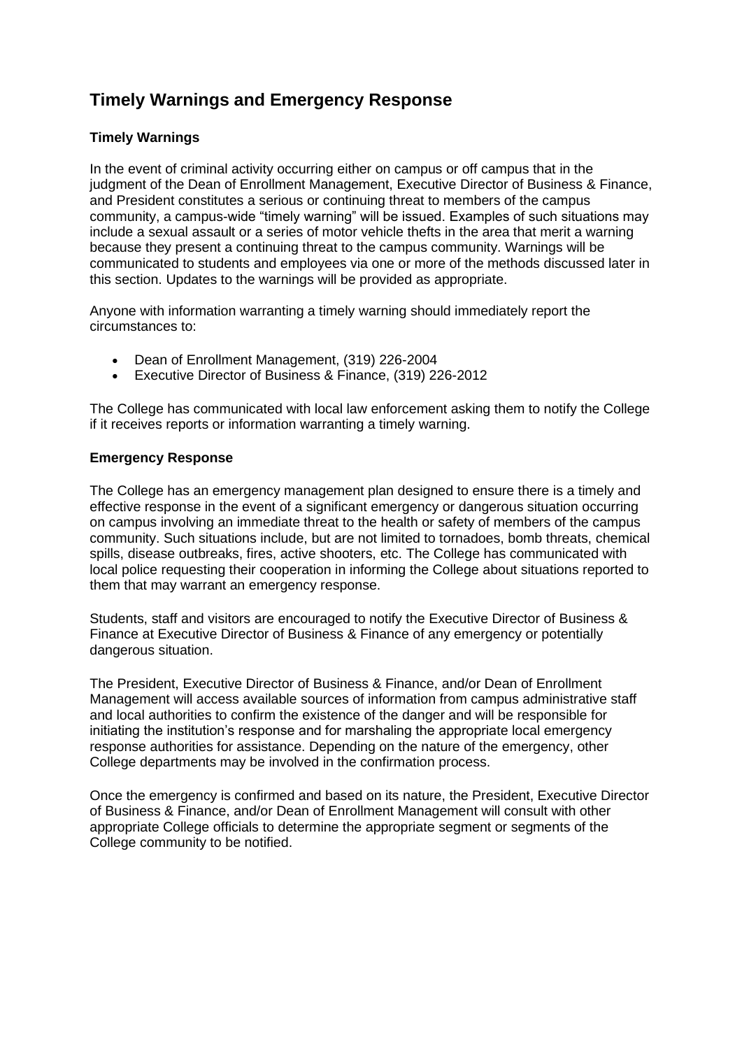# Timely Warnings and Emergency Response

### Timely Warnings

In the event of criminal activity occurring either on campus or off campus that in the judgment of the Dean of Enrollment Management, Executive Director of Business & Finance, and President constitutes a serious or continuing threat to members of the campus community, a campus-wide "timely warning" will be issued. Examples of such situations may include a sexual assault or a series of motor vehicle thefts in the area that merit a warning because they present a continuing threat to the campus community. Warnings will be communicated to students and employees via one or more of the methods discussed later in this section. Updates to the warnings will be provided as appropriate.

Anyone with information warranting a timely warning should immediately report the circumstances to:

- Dean of Enrollment Management, (319) 226-2004
- Executive Director of Business & Finance, (319) 226-2012

The College has communicated with local law enforcement asking them to notify the College if it receives reports or information warranting a timely warning.

### Emergency Response

The College has an emergency management plan designed to ensure there is a timely and effective response in the event of a significant emergency or dangerous situation occurring on campus involving an immediate threat to the health or safety of members of the campus community. Such situations include, but are not limited to tornadoes, bomb threats, chemical spills, disease outbreaks, fires, active shooters, etc. The College has communicated with local police requesting their cooperation in informing the College about situations reported to them that may warrant an emergency response.

Students, staff and visitors are encouraged to notify the Executive Director of Business & Finance at Executive Director of Business & Finance of any emergency or potentially dangerous situation.

The President, Executive Director of Business & Finance, and/or Dean of Enrollment Management will access available sources of information from campus administrative staff and local authorities to confirm the existence of the danger and will be responsible for initiating the institution's response and for marshaling the appropriate local emergency response authorities for assistance. Depending on the nature of the emergency, other College departments may be involved in the confirmation process.

Once the emergency is confirmed and based on its nature, the President, Executive Director of Business & Finance, and/or Dean of Enrollment Management will consult with other appropriate College officials to determine the appropriate segment or segments of the College community to be notified.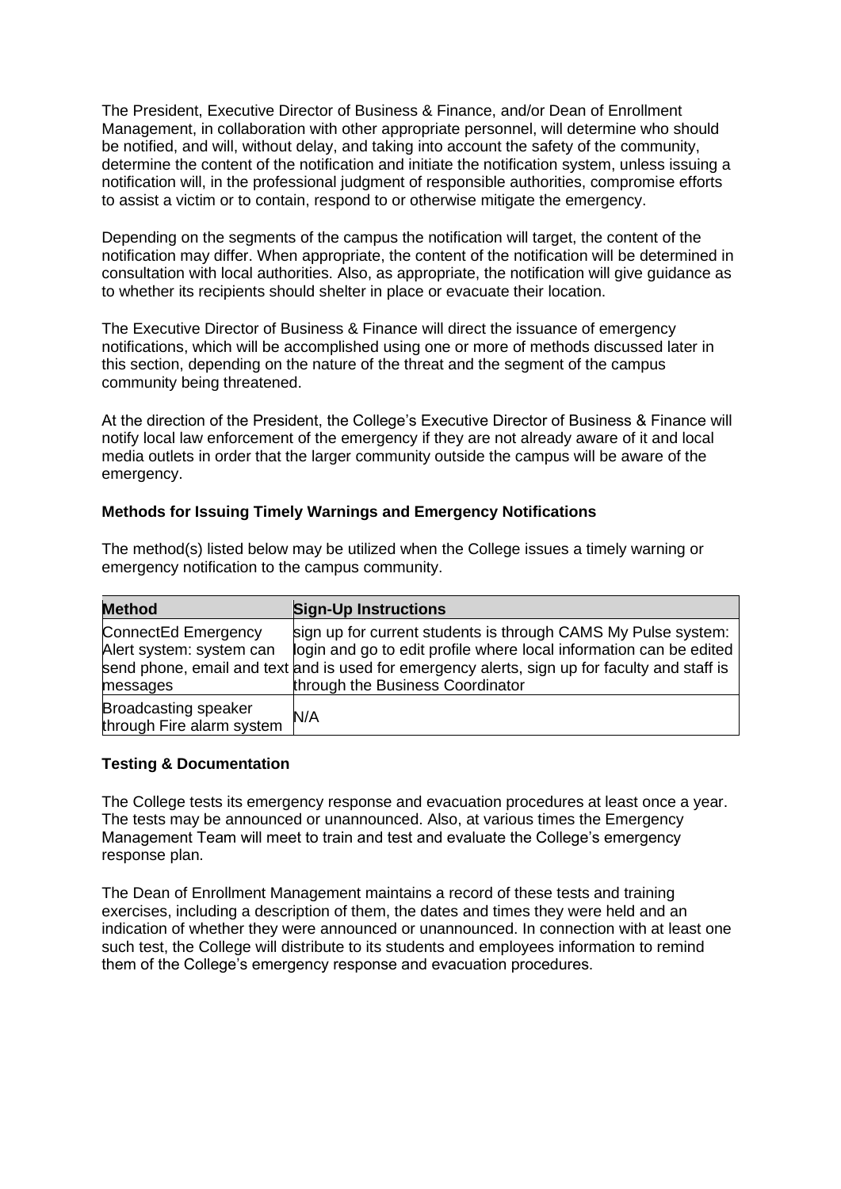The President, Executive Director of Business & Finance, and/or Dean of Enrollment Management, in collaboration with other appropriate personnel, will determine who should be notified, and will, without delay, and taking into account the safety of the community, determine the content of the notification and initiate the notification system, unless issuing a notification will, in the professional judgment of responsible authorities, compromise efforts to assist a victim or to contain, respond to or otherwise mitigate the emergency.

Depending on the segments of the campus the notification will target, the content of the notification may differ. When appropriate, the content of the notification will be determined in consultation with local authorities. Also, as appropriate, the notification will give guidance as to whether its recipients should shelter in place or evacuate their location.

The Executive Director of Business & Finance will direct the issuance of emergency notifications, which will be accomplished using one or more of methods discussed later in this section, depending on the nature of the threat and the segment of the campus community being threatened.

At the direction of the President, the College's Executive Director of Business & Finance will notify local law enforcement of the emergency if they are not already aware of it and local media outlets in order that the larger community outside the campus will be aware of the emergency.

**Methods for Issuing Timely Warnings and Emergency Notifications**

The method(s) listed below may be utilized when the College issues a timely warning or emergency notification to the campus community.

| Method | Sign-Up Instructions |
|---|---|
| ConnectEd Emergency Alert system: system can send phone, email and text messages | sign up for current students is through CAMS My Pulse system: login and go to edit profile where local information can be edited and is used for emergency alerts, sign up for faculty and staff is through the Business Coordinator |
| Broadcasting speaker through Fire alarm system | N/A |

**Testing & Documentation**

The College tests its emergency response and evacuation procedures at least once a year. The tests may be announced or unannounced. Also, at various times the Emergency Management Team will meet to train and test and evaluate the College's emergency response plan.

The Dean of Enrollment Management maintains a record of these tests and training exercises, including a description of them, the dates and times they were held and an indication of whether they were announced or unannounced. In connection with at least one such test, the College will distribute to its students and employees information to remind them of the College's emergency response and evacuation procedures.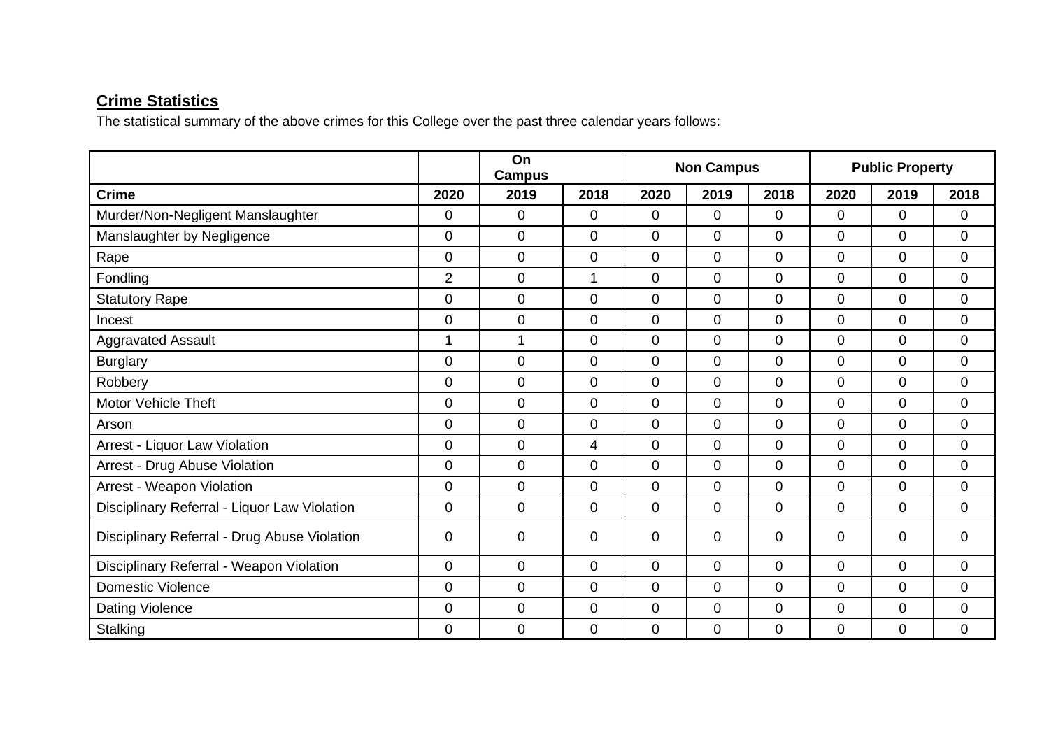**Crime Statistics**

The statistical summary of the above crimes for this College over the past three calendar years follows:

| | On Campus | | | Non Campus | | | Public Property | | |
|---|---|---|---|---|---|---|---|---|---|
| **Crime** | **2020** | **2019** | **2018** | **2020** | **2019** | **2018** | **2020** | **2019** | **2018** |
| Murder/Non-Negligent Manslaughter | 0 | 0 | 0 | 0 | 0 | 0 | 0 | 0 | 0 |
| Manslaughter by Negligence | 0 | 0 | 0 | 0 | 0 | 0 | 0 | 0 | 0 |
| Rape | 0 | 0 | 0 | 0 | 0 | 0 | 0 | 0 | 0 |
| Fondling | 2 | 0 | 1 | 0 | 0 | 0 | 0 | 0 | 0 |
| Statutory Rape | 0 | 0 | 0 | 0 | 0 | 0 | 0 | 0 | 0 |
| Incest | 0 | 0 | 0 | 0 | 0 | 0 | 0 | 0 | 0 |
| Aggravated Assault | 1 | 1 | 0 | 0 | 0 | 0 | 0 | 0 | 0 |
| Burglary | 0 | 0 | 0 | 0 | 0 | 0 | 0 | 0 | 0 |
| Robbery | 0 | 0 | 0 | 0 | 0 | 0 | 0 | 0 | 0 |
| Motor Vehicle Theft | 0 | 0 | 0 | 0 | 0 | 0 | 0 | 0 | 0 |
| Arson | 0 | 0 | 0 | 0 | 0 | 0 | 0 | 0 | 0 |
| Arrest - Liquor Law Violation | 0 | 0 | 4 | 0 | 0 | 0 | 0 | 0 | 0 |
| Arrest - Drug Abuse Violation | 0 | 0 | 0 | 0 | 0 | 0 | 0 | 0 | 0 |
| Arrest - Weapon Violation | 0 | 0 | 0 | 0 | 0 | 0 | 0 | 0 | 0 |
| Disciplinary Referral - Liquor Law Violation | 0 | 0 | 0 | 0 | 0 | 0 | 0 | 0 | 0 |
| Disciplinary Referral - Drug Abuse Violation | 0 | 0 | 0 | 0 | 0 | 0 | 0 | 0 | 0 |
| Disciplinary Referral - Weapon Violation | 0 | 0 | 0 | 0 | 0 | 0 | 0 | 0 | 0 |
| Domestic Violence | 0 | 0 | 0 | 0 | 0 | 0 | 0 | 0 | 0 |
| Dating Violence | 0 | 0 | 0 | 0 | 0 | 0 | 0 | 0 | 0 |
| Stalking | 0 | 0 | 0 | 0 | 0 | 0 | 0 | 0 | 0 |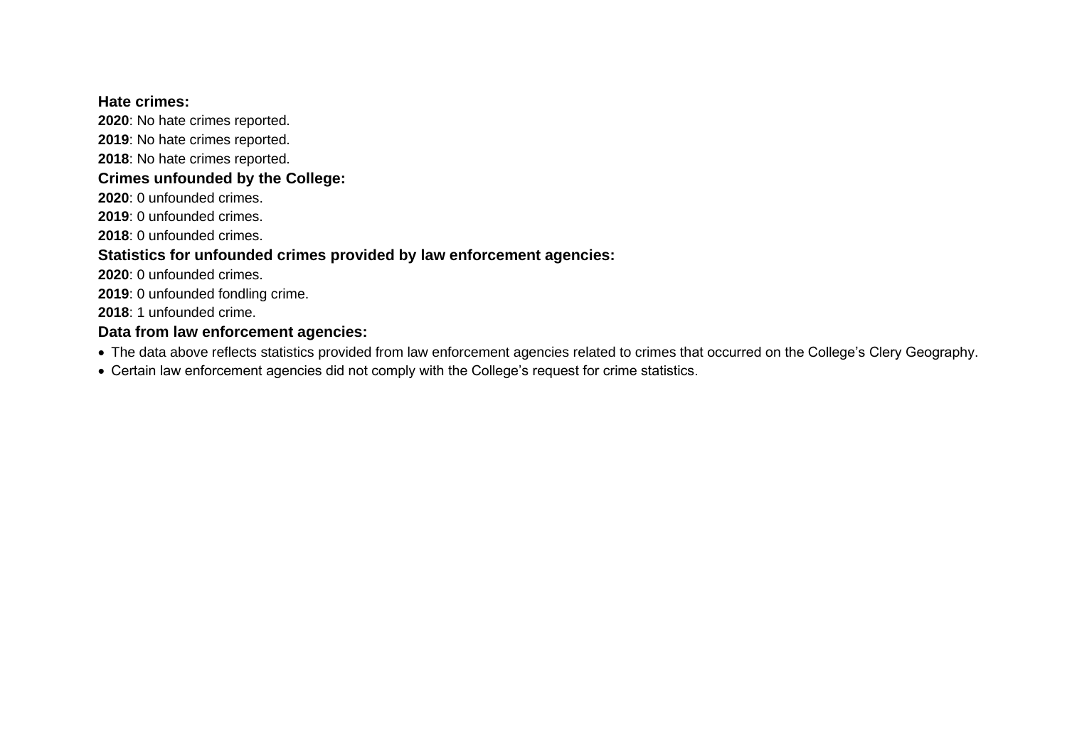**Hate crimes:**

**2020**: No hate crimes reported.

**2019**: No hate crimes reported.

**2018**: No hate crimes reported.

**Crimes unfounded by the College:**

**2020**: 0 unfounded crimes.

**2019**: 0 unfounded crimes.

**2018**: 0 unfounded crimes.

**Statistics for unfounded crimes provided by law enforcement agencies:**

**2020**: 0 unfounded crimes.

**2019**: 0 unfounded fondling crime.

**2018**: 1 unfounded crime.

**Data from law enforcement agencies:**

- The data above reflects statistics provided from law enforcement agencies related to crimes that occurred on the College's Clery Geography.
- Certain law enforcement agencies did not comply with the College's request for crime statistics.